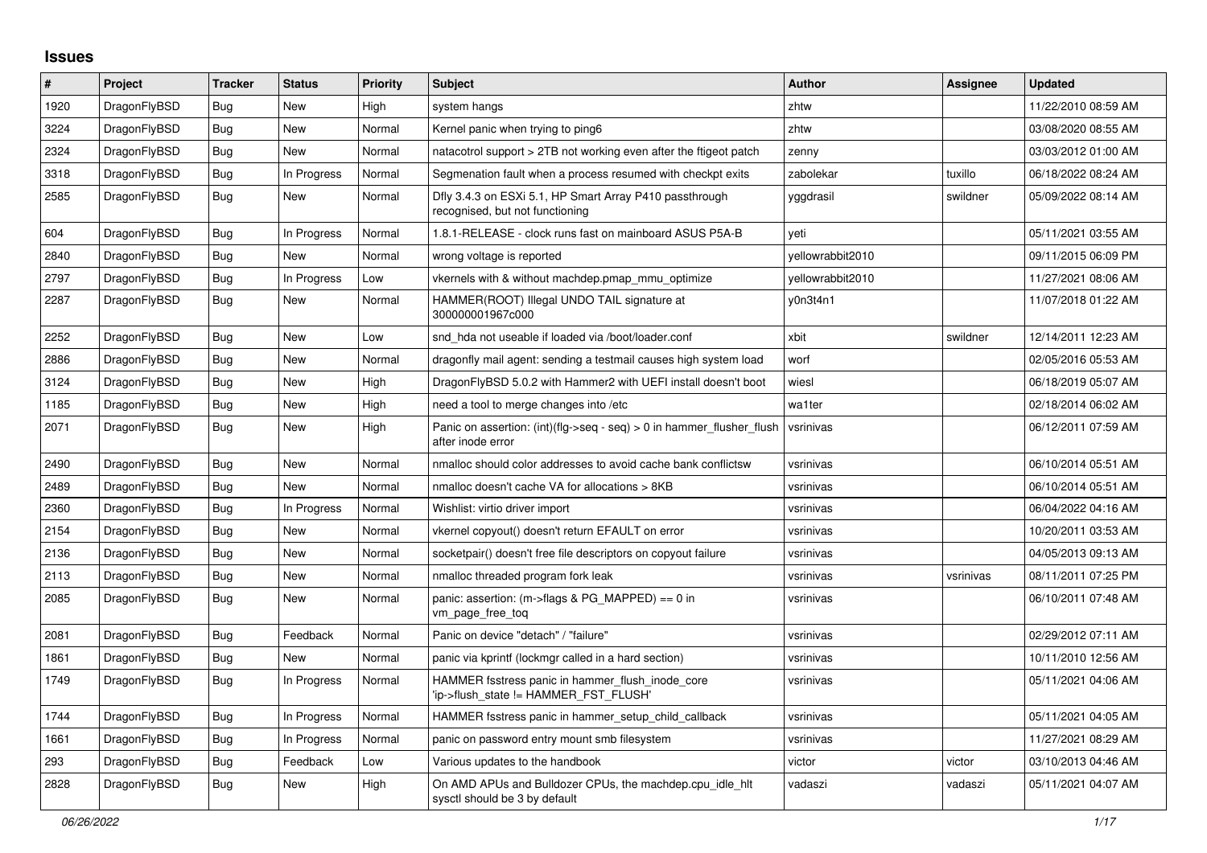# Issues

| # | Project | Tracker | Status | Priority | Subject | Author | Assignee | Updated |
|---|---|---|---|---|---|---|---|---|
| 1920 | DragonFlyBSD | Bug | New | High | system hangs | zhtw | | 11/22/2010 08:59 AM |
| 3224 | DragonFlyBSD | Bug | New | Normal | Kernel panic when trying to ping6 | zhtw | | 03/08/2020 08:55 AM |
| 2324 | DragonFlyBSD | Bug | New | Normal | natacotrol support > 2TB not working even after the ftigeot patch | zenny | | 03/03/2012 01:00 AM |
| 3318 | DragonFlyBSD | Bug | In Progress | Normal | Segmenation fault when a process resumed with checkpt exits | zabolekar | tuxillo | 06/18/2022 08:24 AM |
| 2585 | DragonFlyBSD | Bug | New | Normal | Dfly 3.4.3 on ESXi 5.1, HP Smart Array P410 passthrough recognised, but not functioning | yggdrasil | swildner | 05/09/2022 08:14 AM |
| 604 | DragonFlyBSD | Bug | In Progress | Normal | 1.8.1-RELEASE - clock runs fast on mainboard ASUS P5A-B | yeti | | 05/11/2021 03:55 AM |
| 2840 | DragonFlyBSD | Bug | New | Normal | wrong voltage is reported | yellowrabbit2010 | | 09/11/2015 06:09 PM |
| 2797 | DragonFlyBSD | Bug | In Progress | Low | vkernels with & without machdep.pmap_mmu_optimize | yellowrabbit2010 | | 11/27/2021 08:06 AM |
| 2287 | DragonFlyBSD | Bug | New | Normal | HAMMER(ROOT) Illegal UNDO TAIL signature at 300000001967c000 | y0n3t4n1 | | 11/07/2018 01:22 AM |
| 2252 | DragonFlyBSD | Bug | New | Low | snd_hda not useable if loaded via /boot/loader.conf | xbit | swildner | 12/14/2011 12:23 AM |
| 2886 | DragonFlyBSD | Bug | New | Normal | dragonfly mail agent: sending a testmail causes high system load | worf | | 02/05/2016 05:53 AM |
| 3124 | DragonFlyBSD | Bug | New | High | DragonFlyBSD 5.0.2 with Hammer2 with UEFI install doesn't boot | wiesl | | 06/18/2019 05:07 AM |
| 1185 | DragonFlyBSD | Bug | New | High | need a tool to merge changes into /etc | wa1ter | | 02/18/2014 06:02 AM |
| 2071 | DragonFlyBSD | Bug | New | High | Panic on assertion: (int)(flg->seq - seq) > 0 in hammer_flusher_flush after inode error | vsrinivas | | 06/12/2011 07:59 AM |
| 2490 | DragonFlyBSD | Bug | New | Normal | nmalloc should color addresses to avoid cache bank conflictsw | vsrinivas | | 06/10/2014 05:51 AM |
| 2489 | DragonFlyBSD | Bug | New | Normal | nmalloc doesn't cache VA for allocations > 8KB | vsrinivas | | 06/10/2014 05:51 AM |
| 2360 | DragonFlyBSD | Bug | In Progress | Normal | Wishlist: virtio driver import | vsrinivas | | 06/04/2022 04:16 AM |
| 2154 | DragonFlyBSD | Bug | New | Normal | vkernel copyout() doesn't return EFAULT on error | vsrinivas | | 10/20/2011 03:53 AM |
| 2136 | DragonFlyBSD | Bug | New | Normal | socketpair() doesn't free file descriptors on copyout failure | vsrinivas | | 04/05/2013 09:13 AM |
| 2113 | DragonFlyBSD | Bug | New | Normal | nmalloc threaded program fork leak | vsrinivas | vsrinivas | 08/11/2011 07:25 PM |
| 2085 | DragonFlyBSD | Bug | New | Normal | panic: assertion: (m->flags & PG_MAPPED) == 0 in vm_page_free_toq | vsrinivas | | 06/10/2011 07:48 AM |
| 2081 | DragonFlyBSD | Bug | Feedback | Normal | Panic on device "detach" / "failure" | vsrinivas | | 02/29/2012 07:11 AM |
| 1861 | DragonFlyBSD | Bug | New | Normal | panic via kprintf (lockmgr called in a hard section) | vsrinivas | | 10/11/2010 12:56 AM |
| 1749 | DragonFlyBSD | Bug | In Progress | Normal | HAMMER fsstress panic in hammer_flush_inode_core 'ip->flush_state != HAMMER_FST_FLUSH' | vsrinivas | | 05/11/2021 04:06 AM |
| 1744 | DragonFlyBSD | Bug | In Progress | Normal | HAMMER fsstress panic in hammer_setup_child_callback | vsrinivas | | 05/11/2021 04:05 AM |
| 1661 | DragonFlyBSD | Bug | In Progress | Normal | panic on password entry mount smb filesystem | vsrinivas | | 11/27/2021 08:29 AM |
| 293 | DragonFlyBSD | Bug | Feedback | Low | Various updates to the handbook | victor | victor | 03/10/2013 04:46 AM |
| 2828 | DragonFlyBSD | Bug | New | High | On AMD APUs and Bulldozer CPUs, the machdep.cpu_idle_hlt sysctl should be 3 by default | vadaszi | vadaszi | 05/11/2021 04:07 AM |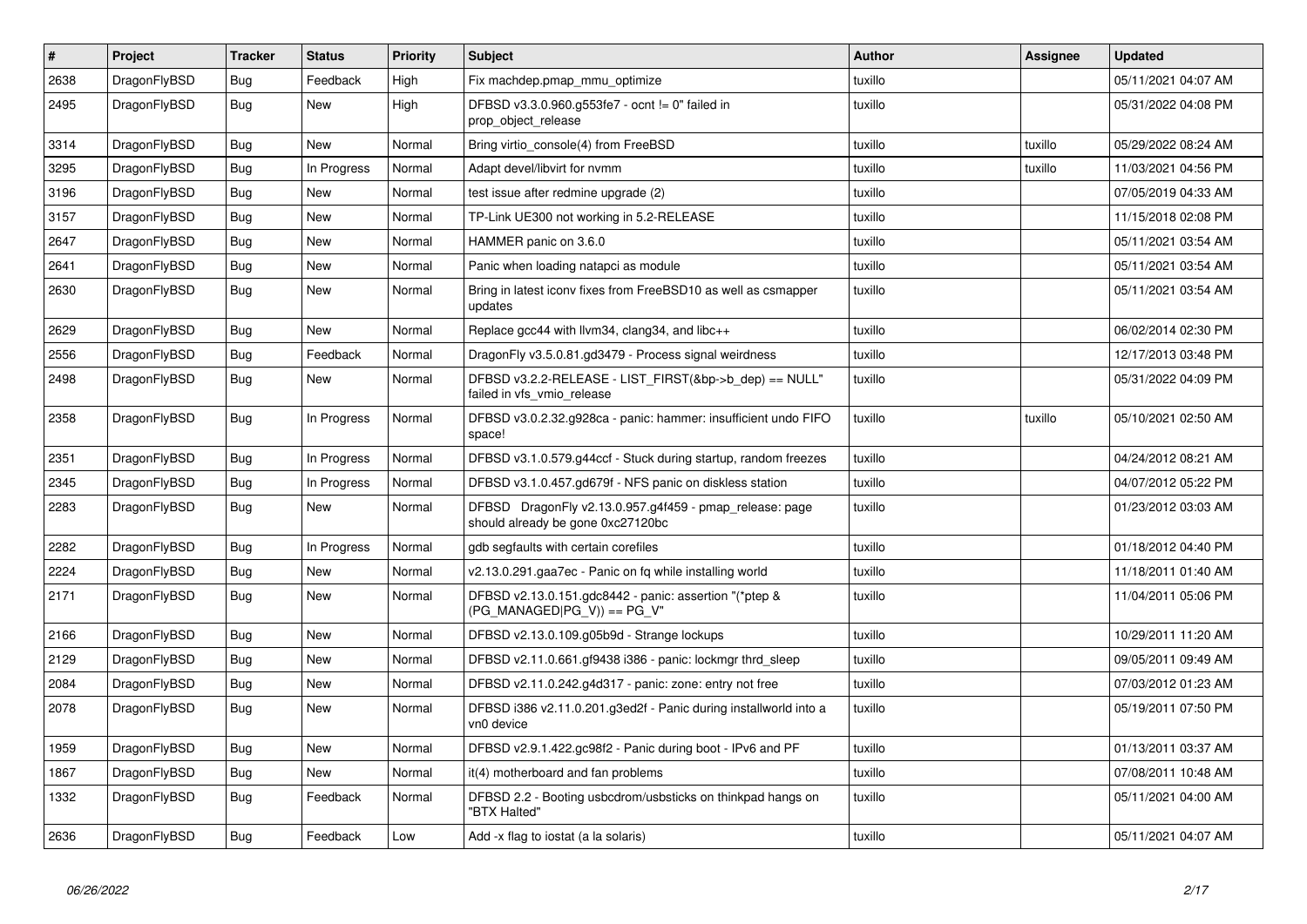| # | Project | Tracker | Status | Priority | Subject | Author | Assignee | Updated |
|---|---|---|---|---|---|---|---|---|
| 2638 | DragonFlyBSD | Bug | Feedback | High | Fix machdep.pmap_mmu_optimize | tuxillo | | 05/11/2021 04:07 AM |
| 2495 | DragonFlyBSD | Bug | New | High | DFBSD v3.3.0.960.g553fe7 - ocnt != 0" failed in prop_object_release | tuxillo | | 05/31/2022 04:08 PM |
| 3314 | DragonFlyBSD | Bug | New | Normal | Bring virtio_console(4) from FreeBSD | tuxillo | tuxillo | 05/29/2022 08:24 AM |
| 3295 | DragonFlyBSD | Bug | In Progress | Normal | Adapt devel/libvirt for nvmm | tuxillo | tuxillo | 11/03/2021 04:56 PM |
| 3196 | DragonFlyBSD | Bug | New | Normal | test issue after redmine upgrade (2) | tuxillo | | 07/05/2019 04:33 AM |
| 3157 | DragonFlyBSD | Bug | New | Normal | TP-Link UE300 not working in 5.2-RELEASE | tuxillo | | 11/15/2018 02:08 PM |
| 2647 | DragonFlyBSD | Bug | New | Normal | HAMMER panic on 3.6.0 | tuxillo | | 05/11/2021 03:54 AM |
| 2641 | DragonFlyBSD | Bug | New | Normal | Panic when loading natapci as module | tuxillo | | 05/11/2021 03:54 AM |
| 2630 | DragonFlyBSD | Bug | New | Normal | Bring in latest iconv fixes from FreeBSD10 as well as csmapper updates | tuxillo | | 05/11/2021 03:54 AM |
| 2629 | DragonFlyBSD | Bug | New | Normal | Replace gcc44 with llvm34, clang34, and libc++ | tuxillo | | 06/02/2014 02:30 PM |
| 2556 | DragonFlyBSD | Bug | Feedback | Normal | DragonFly v3.5.0.81.gd3479 - Process signal weirdness | tuxillo | | 12/17/2013 03:48 PM |
| 2498 | DragonFlyBSD | Bug | New | Normal | DFBSD v3.2.2-RELEASE - LIST_FIRST(&bp->b_dep) == NULL" failed in vfs_vmio_release | tuxillo | | 05/31/2022 04:09 PM |
| 2358 | DragonFlyBSD | Bug | In Progress | Normal | DFBSD v3.0.2.32.g928ca - panic: hammer: insufficient undo FIFO space! | tuxillo | tuxillo | 05/10/2021 02:50 AM |
| 2351 | DragonFlyBSD | Bug | In Progress | Normal | DFBSD v3.1.0.579.g44ccf - Stuck during startup, random freezes | tuxillo | | 04/24/2012 08:21 AM |
| 2345 | DragonFlyBSD | Bug | In Progress | Normal | DFBSD v3.1.0.457.gd679f - NFS panic on diskless station | tuxillo | | 04/07/2012 05:22 PM |
| 2283 | DragonFlyBSD | Bug | New | Normal | DFBSD DragonFly v2.13.0.957.g4f459 - pmap_release: page should already be gone 0xc27120bc | tuxillo | | 01/23/2012 03:03 AM |
| 2282 | DragonFlyBSD | Bug | In Progress | Normal | gdb segfaults with certain corefiles | tuxillo | | 01/18/2012 04:40 PM |
| 2224 | DragonFlyBSD | Bug | New | Normal | v2.13.0.291.gaa7ec - Panic on fq while installing world | tuxillo | | 11/18/2011 01:40 AM |
| 2171 | DragonFlyBSD | Bug | New | Normal | DFBSD v2.13.0.151.gdc8442 - panic: assertion "(*ptep & (PG_MANAGED\|PG_V)) == PG_V" | tuxillo | | 11/04/2011 05:06 PM |
| 2166 | DragonFlyBSD | Bug | New | Normal | DFBSD v2.13.0.109.g05b9d - Strange lockups | tuxillo | | 10/29/2011 11:20 AM |
| 2129 | DragonFlyBSD | Bug | New | Normal | DFBSD v2.11.0.661.gf9438 i386 - panic: lockmgr thrd_sleep | tuxillo | | 09/05/2011 09:49 AM |
| 2084 | DragonFlyBSD | Bug | New | Normal | DFBSD v2.11.0.242.g4d317 - panic: zone: entry not free | tuxillo | | 07/03/2012 01:23 AM |
| 2078 | DragonFlyBSD | Bug | New | Normal | DFBSD i386 v2.11.0.201.g3ed2f - Panic during installworld into a vn0 device | tuxillo | | 05/19/2011 07:50 PM |
| 1959 | DragonFlyBSD | Bug | New | Normal | DFBSD v2.9.1.422.gc98f2 - Panic during boot - IPv6 and PF | tuxillo | | 01/13/2011 03:37 AM |
| 1867 | DragonFlyBSD | Bug | New | Normal | it(4) motherboard and fan problems | tuxillo | | 07/08/2011 10:48 AM |
| 1332 | DragonFlyBSD | Bug | Feedback | Normal | DFBSD 2.2 - Booting usbcdrom/usbsticks on thinkpad hangs on "BTX Halted" | tuxillo | | 05/11/2021 04:00 AM |
| 2636 | DragonFlyBSD | Bug | Feedback | Low | Add -x flag to iostat (a la solaris) | tuxillo | | 05/11/2021 04:07 AM |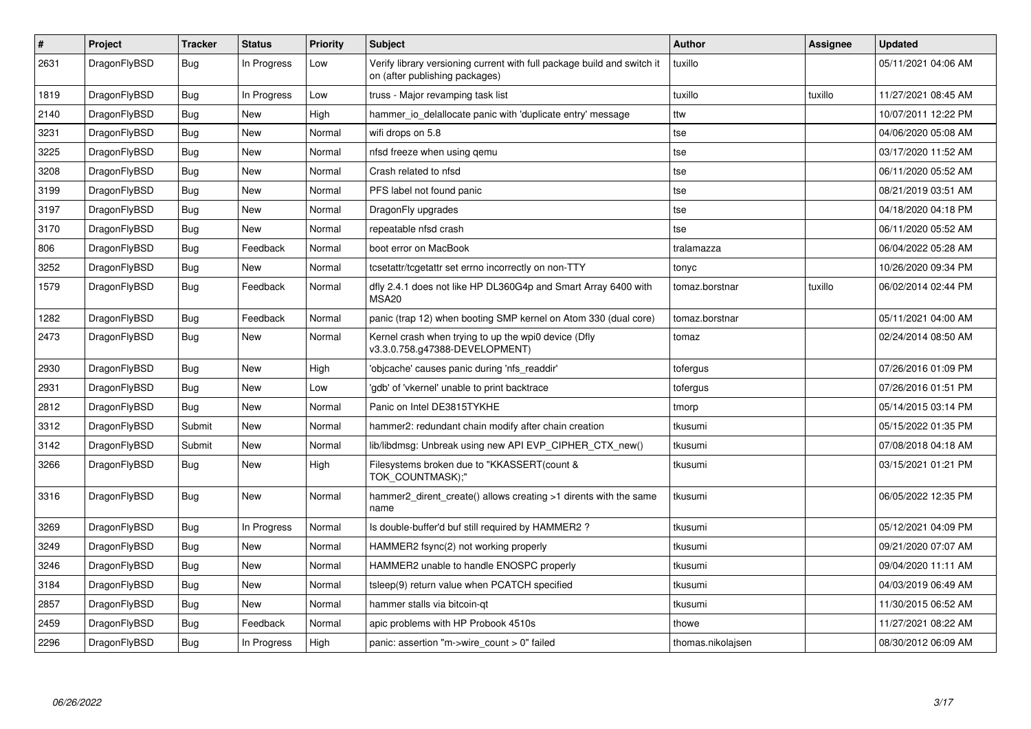| # | Project | Tracker | Status | Priority | Subject | Author | Assignee | Updated |
|---|---|---|---|---|---|---|---|---|
| 2631 | DragonFlyBSD | Bug | In Progress | Low | Verify library versioning current with full package build and switch it on (after publishing packages) | tuxillo | | 05/11/2021 04:06 AM |
| 1819 | DragonFlyBSD | Bug | In Progress | Low | truss - Major revamping task list | tuxillo | tuxillo | 11/27/2021 08:45 AM |
| 2140 | DragonFlyBSD | Bug | New | High | hammer_io_delallocate panic with 'duplicate entry' message | ttw | | 10/07/2011 12:22 PM |
| 3231 | DragonFlyBSD | Bug | New | Normal | wifi drops on 5.8 | tse | | 04/06/2020 05:08 AM |
| 3225 | DragonFlyBSD | Bug | New | Normal | nfsd freeze when using qemu | tse | | 03/17/2020 11:52 AM |
| 3208 | DragonFlyBSD | Bug | New | Normal | Crash related to nfsd | tse | | 06/11/2020 05:52 AM |
| 3199 | DragonFlyBSD | Bug | New | Normal | PFS label not found panic | tse | | 08/21/2019 03:51 AM |
| 3197 | DragonFlyBSD | Bug | New | Normal | DragonFly upgrades | tse | | 04/18/2020 04:18 PM |
| 3170 | DragonFlyBSD | Bug | New | Normal | repeatable nfsd crash | tse | | 06/11/2020 05:52 AM |
| 806 | DragonFlyBSD | Bug | Feedback | Normal | boot error on MacBook | tralamazza | | 06/04/2022 05:28 AM |
| 3252 | DragonFlyBSD | Bug | New | Normal | tcsetattr/tcgetattr set errno incorrectly on non-TTY | tonyc | | 10/26/2020 09:34 PM |
| 1579 | DragonFlyBSD | Bug | Feedback | Normal | dfly 2.4.1 does not like HP DL360G4p and Smart Array 6400 with MSA20 | tomaz.borstnar | tuxillo | 06/02/2014 02:44 PM |
| 1282 | DragonFlyBSD | Bug | Feedback | Normal | panic (trap 12) when booting SMP kernel on Atom 330 (dual core) | tomaz.borstnar | | 05/11/2021 04:00 AM |
| 2473 | DragonFlyBSD | Bug | New | Normal | Kernel crash when trying to up the wpi0 device (Dfly v3.3.0.758.g47388-DEVELOPMENT) | tomaz | | 02/24/2014 08:50 AM |
| 2930 | DragonFlyBSD | Bug | New | High | 'objcache' causes panic during 'nfs_readdir' | tofergus | | 07/26/2016 01:09 PM |
| 2931 | DragonFlyBSD | Bug | New | Low | 'gdb' of 'vkernel' unable to print backtrace | tofergus | | 07/26/2016 01:51 PM |
| 2812 | DragonFlyBSD | Bug | New | Normal | Panic on Intel DE3815TYKHE | tmorp | | 05/14/2015 03:14 PM |
| 3312 | DragonFlyBSD | Submit | New | Normal | hammer2: redundant chain modify after chain creation | tkusumi | | 05/15/2022 01:35 PM |
| 3142 | DragonFlyBSD | Submit | New | Normal | lib/libdmsg: Unbreak using new API EVP_CIPHER_CTX_new() | tkusumi | | 07/08/2018 04:18 AM |
| 3266 | DragonFlyBSD | Bug | New | High | Filesystems broken due to "KKASSERT(count & TOK_COUNTMASK);" | tkusumi | | 03/15/2021 01:21 PM |
| 3316 | DragonFlyBSD | Bug | New | Normal | hammer2_dirent_create() allows creating >1 dirents with the same name | tkusumi | | 06/05/2022 12:35 PM |
| 3269 | DragonFlyBSD | Bug | In Progress | Normal | Is double-buffer'd buf still required by HAMMER2 ? | tkusumi | | 05/12/2021 04:09 PM |
| 3249 | DragonFlyBSD | Bug | New | Normal | HAMMER2 fsync(2) not working properly | tkusumi | | 09/21/2020 07:07 AM |
| 3246 | DragonFlyBSD | Bug | New | Normal | HAMMER2 unable to handle ENOSPC properly | tkusumi | | 09/04/2020 11:11 AM |
| 3184 | DragonFlyBSD | Bug | New | Normal | tsleep(9) return value when PCATCH specified | tkusumi | | 04/03/2019 06:49 AM |
| 2857 | DragonFlyBSD | Bug | New | Normal | hammer stalls via bitcoin-qt | tkusumi | | 11/30/2015 06:52 AM |
| 2459 | DragonFlyBSD | Bug | Feedback | Normal | apic problems with HP Probook 4510s | thowe | | 11/27/2021 08:22 AM |
| 2296 | DragonFlyBSD | Bug | In Progress | High | panic: assertion "m->wire_count > 0" failed | thomas.nikolajsen | | 08/30/2012 06:09 AM |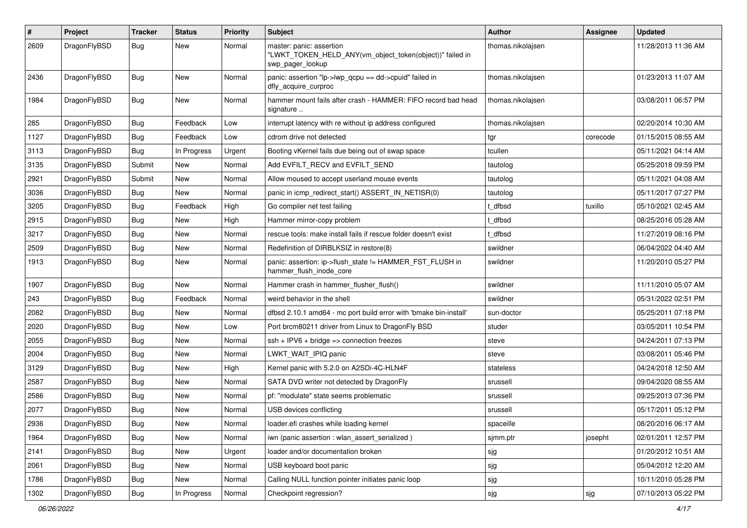| # | Project | Tracker | Status | Priority | Subject | Author | Assignee | Updated |
|---|---|---|---|---|---|---|---|---|
| 2609 | DragonFlyBSD | Bug | New | Normal | master: panic: assertion "LWKT_TOKEN_HELD_ANY(vm_object_token(object))" failed in swp_pager_lookup | thomas.nikolajsen | | 11/28/2013 11:36 AM |
| 2436 | DragonFlyBSD | Bug | New | Normal | panic: assertion "lp->lwp_qcpu == dd->cpuid" failed in dfly_acquire_curproc | thomas.nikolajsen | | 01/23/2013 11:07 AM |
| 1984 | DragonFlyBSD | Bug | New | Normal | hammer mount fails after crash - HAMMER: FIFO record bad head signature .. | thomas.nikolajsen | | 03/08/2011 06:57 PM |
| 285 | DragonFlyBSD | Bug | Feedback | Low | interrupt latency with re without ip address configured | thomas.nikolajsen | | 02/20/2014 10:30 AM |
| 1127 | DragonFlyBSD | Bug | Feedback | Low | cdrom drive not detected | tgr | corecode | 01/15/2015 08:55 AM |
| 3113 | DragonFlyBSD | Bug | In Progress | Urgent | Booting vKernel fails due being out of swap space | tcullen | | 05/11/2021 04:14 AM |
| 3135 | DragonFlyBSD | Submit | New | Normal | Add EVFILT_RECV and EVFILT_SEND | tautolog | | 05/25/2018 09:59 PM |
| 2921 | DragonFlyBSD | Submit | New | Normal | Allow moused to accept userland mouse events | tautolog | | 05/11/2021 04:08 AM |
| 3036 | DragonFlyBSD | Bug | New | Normal | panic in icmp_redirect_start() ASSERT_IN_NETISR(0) | tautolog | | 05/11/2017 07:27 PM |
| 3205 | DragonFlyBSD | Bug | Feedback | High | Go compiler net test failing | t_dfbsd | tuxillo | 05/10/2021 02:45 AM |
| 2915 | DragonFlyBSD | Bug | New | High | Hammer mirror-copy problem | t_dfbsd | | 08/25/2016 05:28 AM |
| 3217 | DragonFlyBSD | Bug | New | Normal | rescue tools: make install fails if rescue folder doesn't exist | t_dfbsd | | 11/27/2019 08:16 PM |
| 2509 | DragonFlyBSD | Bug | New | Normal | Redefinition of DIRBLKSIZ in restore(8) | swildner | | 06/04/2022 04:40 AM |
| 1913 | DragonFlyBSD | Bug | New | Normal | panic: assertion: ip->flush_state != HAMMER_FST_FLUSH in hammer_flush_inode_core | swildner | | 11/20/2010 05:27 PM |
| 1907 | DragonFlyBSD | Bug | New | Normal | Hammer crash in hammer_flusher_flush() | swildner | | 11/11/2010 05:07 AM |
| 243 | DragonFlyBSD | Bug | Feedback | Normal | weird behavior in the shell | swildner | | 05/31/2022 02:51 PM |
| 2082 | DragonFlyBSD | Bug | New | Normal | dfbsd 2.10.1 amd64 - mc port build error with 'bmake bin-install' | sun-doctor | | 05/25/2011 07:18 PM |
| 2020 | DragonFlyBSD | Bug | New | Low | Port brcm80211 driver from Linux to DragonFly BSD | studer | | 03/05/2011 10:54 PM |
| 2055 | DragonFlyBSD | Bug | New | Normal | ssh + IPV6 + bridge => connection freezes | steve | | 04/24/2011 07:13 PM |
| 2004 | DragonFlyBSD | Bug | New | Normal | LWKT_WAIT_IPIQ panic | steve | | 03/08/2011 05:46 PM |
| 3129 | DragonFlyBSD | Bug | New | High | Kernel panic with 5.2.0 on A2SDi-4C-HLN4F | stateless | | 04/24/2018 12:50 AM |
| 2587 | DragonFlyBSD | Bug | New | Normal | SATA DVD writer not detected by DragonFly | srussell | | 09/04/2020 08:55 AM |
| 2586 | DragonFlyBSD | Bug | New | Normal | pf: "modulate" state seems problematic | srussell | | 09/25/2013 07:36 PM |
| 2077 | DragonFlyBSD | Bug | New | Normal | USB devices conflicting | srussell | | 05/17/2011 05:12 PM |
| 2936 | DragonFlyBSD | Bug | New | Normal | loader.efi crashes while loading kernel | spaceille | | 08/20/2016 06:17 AM |
| 1964 | DragonFlyBSD | Bug | New | Normal | iwn (panic assertion : wlan_assert_serialized ) | sjmm.ptr | josepht | 02/01/2011 12:57 PM |
| 2141 | DragonFlyBSD | Bug | New | Urgent | loader and/or documentation broken | sjg | | 01/20/2012 10:51 AM |
| 2061 | DragonFlyBSD | Bug | New | Normal | USB keyboard boot panic | sjg | | 05/04/2012 12:20 AM |
| 1786 | DragonFlyBSD | Bug | New | Normal | Calling NULL function pointer initiates panic loop | sjg | | 10/11/2010 05:28 PM |
| 1302 | DragonFlyBSD | Bug | In Progress | Normal | Checkpoint regression? | sjg | sjg | 07/10/2013 05:22 PM |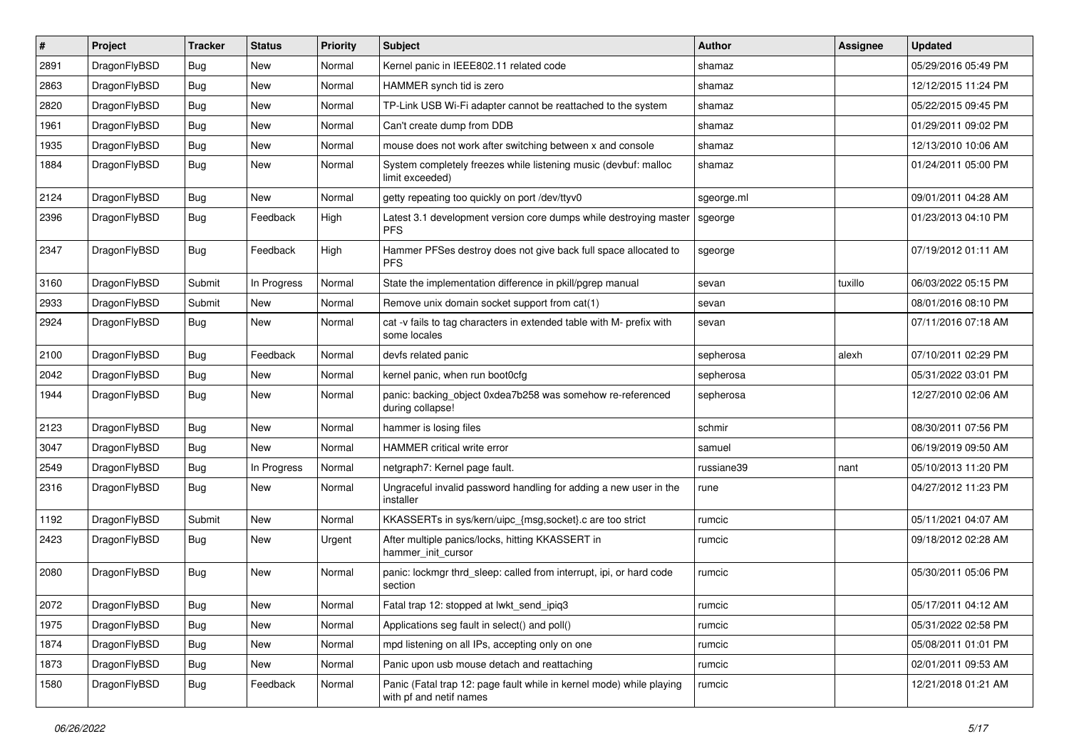| # | Project | Tracker | Status | Priority | Subject | Author | Assignee | Updated |
|---|---|---|---|---|---|---|---|---|
| 2891 | DragonFlyBSD | Bug | New | Normal | Kernel panic in IEEE802.11 related code | shamaz | | 05/29/2016 05:49 PM |
| 2863 | DragonFlyBSD | Bug | New | Normal | HAMMER synch tid is zero | shamaz | | 12/12/2015 11:24 PM |
| 2820 | DragonFlyBSD | Bug | New | Normal | TP-Link USB Wi-Fi adapter cannot be reattached to the system | shamaz | | 05/22/2015 09:45 PM |
| 1961 | DragonFlyBSD | Bug | New | Normal | Can't create dump from DDB | shamaz | | 01/29/2011 09:02 PM |
| 1935 | DragonFlyBSD | Bug | New | Normal | mouse does not work after switching between x and console | shamaz | | 12/13/2010 10:06 AM |
| 1884 | DragonFlyBSD | Bug | New | Normal | System completely freezes while listening music (devbuf: malloc limit exceeded) | shamaz | | 01/24/2011 05:00 PM |
| 2124 | DragonFlyBSD | Bug | New | Normal | getty repeating too quickly on port /dev/ttyv0 | sgeorge.ml | | 09/01/2011 04:28 AM |
| 2396 | DragonFlyBSD | Bug | Feedback | High | Latest 3.1 development version core dumps while destroying master PFS | sgeorge | | 01/23/2013 04:10 PM |
| 2347 | DragonFlyBSD | Bug | Feedback | High | Hammer PFSes destroy does not give back full space allocated to PFS | sgeorge | | 07/19/2012 01:11 AM |
| 3160 | DragonFlyBSD | Submit | In Progress | Normal | State the implementation difference in pkill/pgrep manual | sevan | tuxillo | 06/03/2022 05:15 PM |
| 2933 | DragonFlyBSD | Submit | New | Normal | Remove unix domain socket support from cat(1) | sevan | | 08/01/2016 08:10 PM |
| 2924 | DragonFlyBSD | Bug | New | Normal | cat -v fails to tag characters in extended table with M- prefix with some locales | sevan | | 07/11/2016 07:18 AM |
| 2100 | DragonFlyBSD | Bug | Feedback | Normal | devfs related panic | sepherosa | alexh | 07/10/2011 02:29 PM |
| 2042 | DragonFlyBSD | Bug | New | Normal | kernel panic, when run boot0cfg | sepherosa | | 05/31/2022 03:01 PM |
| 1944 | DragonFlyBSD | Bug | New | Normal | panic: backing_object 0xdea7b258 was somehow re-referenced during collapse! | sepherosa | | 12/27/2010 02:06 AM |
| 2123 | DragonFlyBSD | Bug | New | Normal | hammer is losing files | schmir | | 08/30/2011 07:56 PM |
| 3047 | DragonFlyBSD | Bug | New | Normal | HAMMER critical write error | samuel | | 06/19/2019 09:50 AM |
| 2549 | DragonFlyBSD | Bug | In Progress | Normal | netgraph7: Kernel page fault. | russiane39 | nant | 05/10/2013 11:20 PM |
| 2316 | DragonFlyBSD | Bug | New | Normal | Ungraceful invalid password handling for adding a new user in the installer | rune | | 04/27/2012 11:23 PM |
| 1192 | DragonFlyBSD | Submit | New | Normal | KKASSERTs in sys/kern/uipc_{msg,socket}.c are too strict | rumcic | | 05/11/2021 04:07 AM |
| 2423 | DragonFlyBSD | Bug | New | Urgent | After multiple panics/locks, hitting KKASSERT in hammer_init_cursor | rumcic | | 09/18/2012 02:28 AM |
| 2080 | DragonFlyBSD | Bug | New | Normal | panic: lockmgr thrd_sleep: called from interrupt, ipi, or hard code section | rumcic | | 05/30/2011 05:06 PM |
| 2072 | DragonFlyBSD | Bug | New | Normal | Fatal trap 12: stopped at lwkt_send_ipiq3 | rumcic | | 05/17/2011 04:12 AM |
| 1975 | DragonFlyBSD | Bug | New | Normal | Applications seg fault in select() and poll() | rumcic | | 05/31/2022 02:58 PM |
| 1874 | DragonFlyBSD | Bug | New | Normal | mpd listening on all IPs, accepting only on one | rumcic | | 05/08/2011 01:01 PM |
| 1873 | DragonFlyBSD | Bug | New | Normal | Panic upon usb mouse detach and reattaching | rumcic | | 02/01/2011 09:53 AM |
| 1580 | DragonFlyBSD | Bug | Feedback | Normal | Panic (Fatal trap 12: page fault while in kernel mode) while playing with pf and netif names | rumcic | | 12/21/2018 01:21 AM |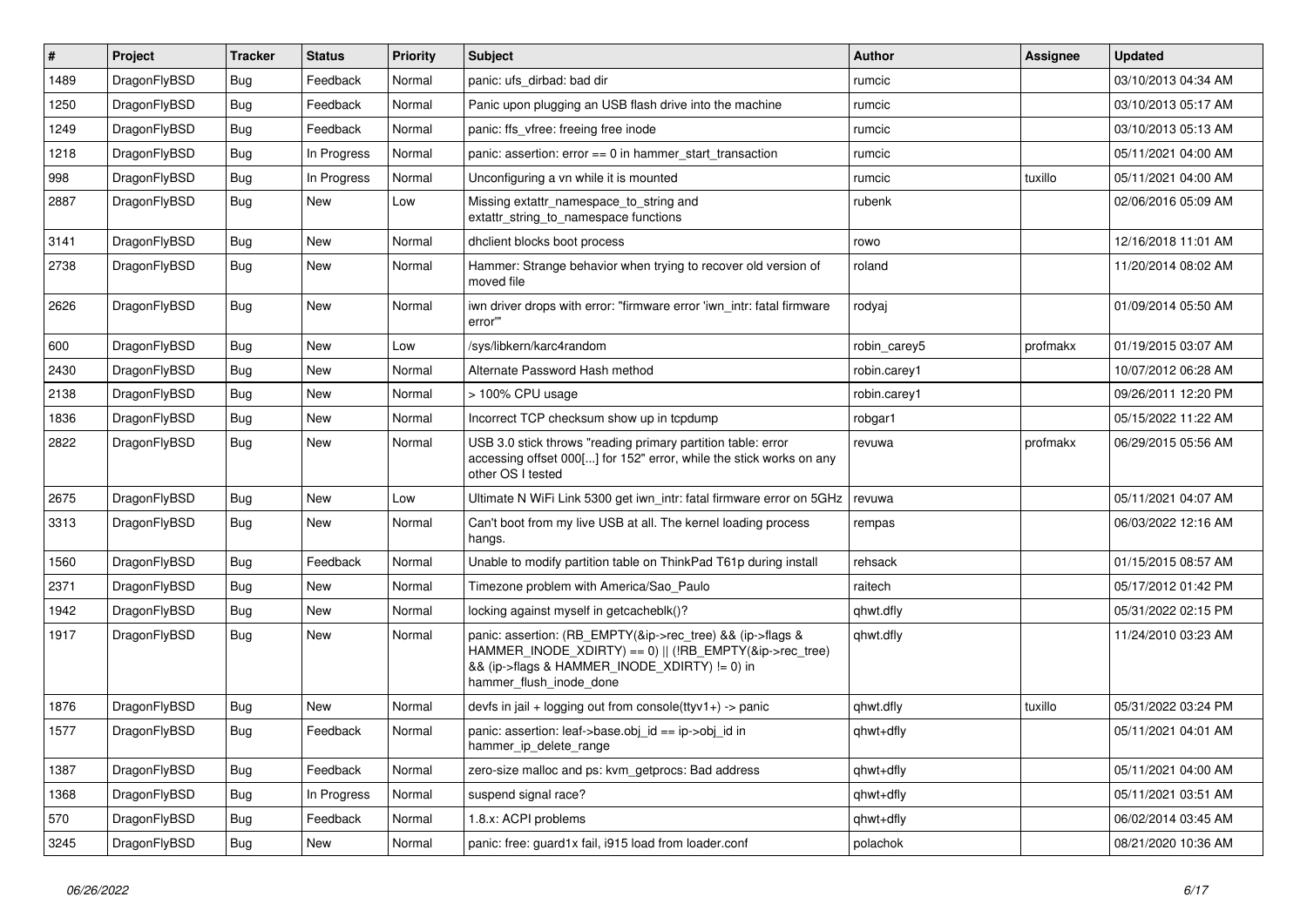| # | Project | Tracker | Status | Priority | Subject | Author | Assignee | Updated |
|---|---|---|---|---|---|---|---|---|
| 1489 | DragonFlyBSD | Bug | Feedback | Normal | panic: ufs_dirbad: bad dir | rumcic | | 03/10/2013 04:34 AM |
| 1250 | DragonFlyBSD | Bug | Feedback | Normal | Panic upon plugging an USB flash drive into the machine | rumcic | | 03/10/2013 05:17 AM |
| 1249 | DragonFlyBSD | Bug | Feedback | Normal | panic: ffs_vfree: freeing free inode | rumcic | | 03/10/2013 05:13 AM |
| 1218 | DragonFlyBSD | Bug | In Progress | Normal | panic: assertion: error == 0 in hammer_start_transaction | rumcic | | 05/11/2021 04:00 AM |
| 998 | DragonFlyBSD | Bug | In Progress | Normal | Unconfiguring a vn while it is mounted | rumcic | tuxillo | 05/11/2021 04:00 AM |
| 2887 | DragonFlyBSD | Bug | New | Low | Missing extattr_namespace_to_string and extattr_string_to_namespace functions | rubenk | | 02/06/2016 05:09 AM |
| 3141 | DragonFlyBSD | Bug | New | Normal | dhclient blocks boot process | rowo | | 12/16/2018 11:01 AM |
| 2738 | DragonFlyBSD | Bug | New | Normal | Hammer: Strange behavior when trying to recover old version of moved file | roland | | 11/20/2014 08:02 AM |
| 2626 | DragonFlyBSD | Bug | New | Normal | iwn driver drops with error: "firmware error 'iwn_intr: fatal firmware error'" | rodyaj | | 01/09/2014 05:50 AM |
| 600 | DragonFlyBSD | Bug | New | Low | /sys/libkern/karc4random | robin_carey5 | profmakx | 01/19/2015 03:07 AM |
| 2430 | DragonFlyBSD | Bug | New | Normal | Alternate Password Hash method | robin.carey1 | | 10/07/2012 06:28 AM |
| 2138 | DragonFlyBSD | Bug | New | Normal | > 100% CPU usage | robin.carey1 | | 09/26/2011 12:20 PM |
| 1836 | DragonFlyBSD | Bug | New | Normal | Incorrect TCP checksum show up in tcpdump | robgar1 | | 05/15/2022 11:22 AM |
| 2822 | DragonFlyBSD | Bug | New | Normal | USB 3.0 stick throws "reading primary partition table: error accessing offset 000[...] for 152" error, while the stick works on any other OS I tested | revuwa | profmakx | 06/29/2015 05:56 AM |
| 2675 | DragonFlyBSD | Bug | New | Low | Ultimate N WiFi Link 5300 get iwn_intr: fatal firmware error on 5GHz | revuwa | | 05/11/2021 04:07 AM |
| 3313 | DragonFlyBSD | Bug | New | Normal | Can't boot from my live USB at all. The kernel loading process hangs. | rempas | | 06/03/2022 12:16 AM |
| 1560 | DragonFlyBSD | Bug | Feedback | Normal | Unable to modify partition table on ThinkPad T61p during install | rehsack | | 01/15/2015 08:57 AM |
| 2371 | DragonFlyBSD | Bug | New | Normal | Timezone problem with America/Sao_Paulo | raitech | | 05/17/2012 01:42 PM |
| 1942 | DragonFlyBSD | Bug | New | Normal | locking against myself in getcacheblk()? | qhwt.dfly | | 05/31/2022 02:15 PM |
| 1917 | DragonFlyBSD | Bug | New | Normal | panic: assertion: (RB_EMPTY(&ip->rec_tree) && (ip->flags & HAMMER_INODE_XDIRTY) == 0) \|\| (!RB_EMPTY(&ip->rec_tree) && (ip->flags & HAMMER_INODE_XDIRTY) != 0) in hammer_flush_inode_done | qhwt.dfly | | 11/24/2010 03:23 AM |
| 1876 | DragonFlyBSD | Bug | New | Normal | devfs in jail + logging out from console(ttyv1+) -> panic | qhwt.dfly | tuxillo | 05/31/2022 03:24 PM |
| 1577 | DragonFlyBSD | Bug | Feedback | Normal | panic: assertion: leaf->base.obj_id == ip->obj_id in hammer_ip_delete_range | qhwt+dfly | | 05/11/2021 04:01 AM |
| 1387 | DragonFlyBSD | Bug | Feedback | Normal | zero-size malloc and ps: kvm_getprocs: Bad address | qhwt+dfly | | 05/11/2021 04:00 AM |
| 1368 | DragonFlyBSD | Bug | In Progress | Normal | suspend signal race? | qhwt+dfly | | 05/11/2021 03:51 AM |
| 570 | DragonFlyBSD | Bug | Feedback | Normal | 1.8.x: ACPI problems | qhwt+dfly | | 06/02/2014 03:45 AM |
| 3245 | DragonFlyBSD | Bug | New | Normal | panic: free: guard1x fail, i915 load from loader.conf | polachok | | 08/21/2020 10:36 AM |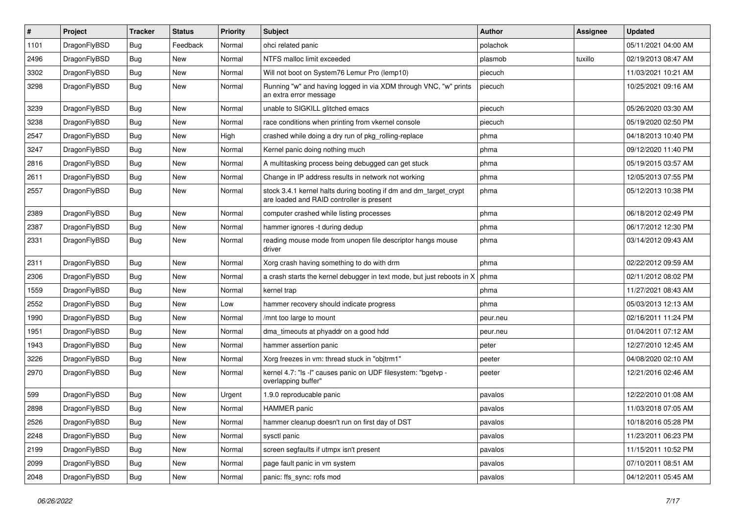| # | Project | Tracker | Status | Priority | Subject | Author | Assignee | Updated |
|---|---|---|---|---|---|---|---|---|
| 1101 | DragonFlyBSD | Bug | Feedback | Normal | ohci related panic | polachok | | 05/11/2021 04:00 AM |
| 2496 | DragonFlyBSD | Bug | New | Normal | NTFS malloc limit exceeded | plasmob | tuxillo | 02/19/2013 08:47 AM |
| 3302 | DragonFlyBSD | Bug | New | Normal | Will not boot on System76 Lemur Pro (lemp10) | piecuch | | 11/03/2021 10:21 AM |
| 3298 | DragonFlyBSD | Bug | New | Normal | Running "w" and having logged in via XDM through VNC, "w" prints an extra error message | piecuch | | 10/25/2021 09:16 AM |
| 3239 | DragonFlyBSD | Bug | New | Normal | unable to SIGKILL glitched emacs | piecuch | | 05/26/2020 03:30 AM |
| 3238 | DragonFlyBSD | Bug | New | Normal | race conditions when printing from vkernel console | piecuch | | 05/19/2020 02:50 PM |
| 2547 | DragonFlyBSD | Bug | New | High | crashed while doing a dry run of pkg_rolling-replace | phma | | 04/18/2013 10:40 PM |
| 3247 | DragonFlyBSD | Bug | New | Normal | Kernel panic doing nothing much | phma | | 09/12/2020 11:40 PM |
| 2816 | DragonFlyBSD | Bug | New | Normal | A multitasking process being debugged can get stuck | phma | | 05/19/2015 03:57 AM |
| 2611 | DragonFlyBSD | Bug | New | Normal | Change in IP address results in network not working | phma | | 12/05/2013 07:55 PM |
| 2557 | DragonFlyBSD | Bug | New | Normal | stock 3.4.1 kernel halts during booting if dm and dm_target_crypt are loaded and RAID controller is present | phma | | 05/12/2013 10:38 PM |
| 2389 | DragonFlyBSD | Bug | New | Normal | computer crashed while listing processes | phma | | 06/18/2012 02:49 PM |
| 2387 | DragonFlyBSD | Bug | New | Normal | hammer ignores -t during dedup | phma | | 06/17/2012 12:30 PM |
| 2331 | DragonFlyBSD | Bug | New | Normal | reading mouse mode from unopen file descriptor hangs mouse driver | phma | | 03/14/2012 09:43 AM |
| 2311 | DragonFlyBSD | Bug | New | Normal | Xorg crash having something to do with drm | phma | | 02/22/2012 09:59 AM |
| 2306 | DragonFlyBSD | Bug | New | Normal | a crash starts the kernel debugger in text mode, but just reboots in X | phma | | 02/11/2012 08:02 PM |
| 1559 | DragonFlyBSD | Bug | New | Normal | kernel trap | phma | | 11/27/2021 08:43 AM |
| 2552 | DragonFlyBSD | Bug | New | Low | hammer recovery should indicate progress | phma | | 05/03/2013 12:13 AM |
| 1990 | DragonFlyBSD | Bug | New | Normal | /mnt too large to mount | peur.neu | | 02/16/2011 11:24 PM |
| 1951 | DragonFlyBSD | Bug | New | Normal | dma_timeouts at phyaddr on a good hdd | peur.neu | | 01/04/2011 07:12 AM |
| 1943 | DragonFlyBSD | Bug | New | Normal | hammer assertion panic | peter | | 12/27/2010 12:45 AM |
| 3226 | DragonFlyBSD | Bug | New | Normal | Xorg freezes in vm: thread stuck in "objtrm1" | peeter | | 04/08/2020 02:10 AM |
| 2970 | DragonFlyBSD | Bug | New | Normal | kernel 4.7: "ls -l" causes panic on UDF filesystem: "bgetvp - overlapping buffer" | peeter | | 12/21/2016 02:46 AM |
| 599 | DragonFlyBSD | Bug | New | Urgent | 1.9.0 reproducable panic | pavalos | | 12/22/2010 01:08 AM |
| 2898 | DragonFlyBSD | Bug | New | Normal | HAMMER panic | pavalos | | 11/03/2018 07:05 AM |
| 2526 | DragonFlyBSD | Bug | New | Normal | hammer cleanup doesn't run on first day of DST | pavalos | | 10/18/2016 05:28 PM |
| 2248 | DragonFlyBSD | Bug | New | Normal | sysctl panic | pavalos | | 11/23/2011 06:23 PM |
| 2199 | DragonFlyBSD | Bug | New | Normal | screen segfaults if utmpx isn't present | pavalos | | 11/15/2011 10:52 PM |
| 2099 | DragonFlyBSD | Bug | New | Normal | page fault panic in vm system | pavalos | | 07/10/2011 08:51 AM |
| 2048 | DragonFlyBSD | Bug | New | Normal | panic: ffs_sync: rofs mod | pavalos | | 04/12/2011 05:45 AM |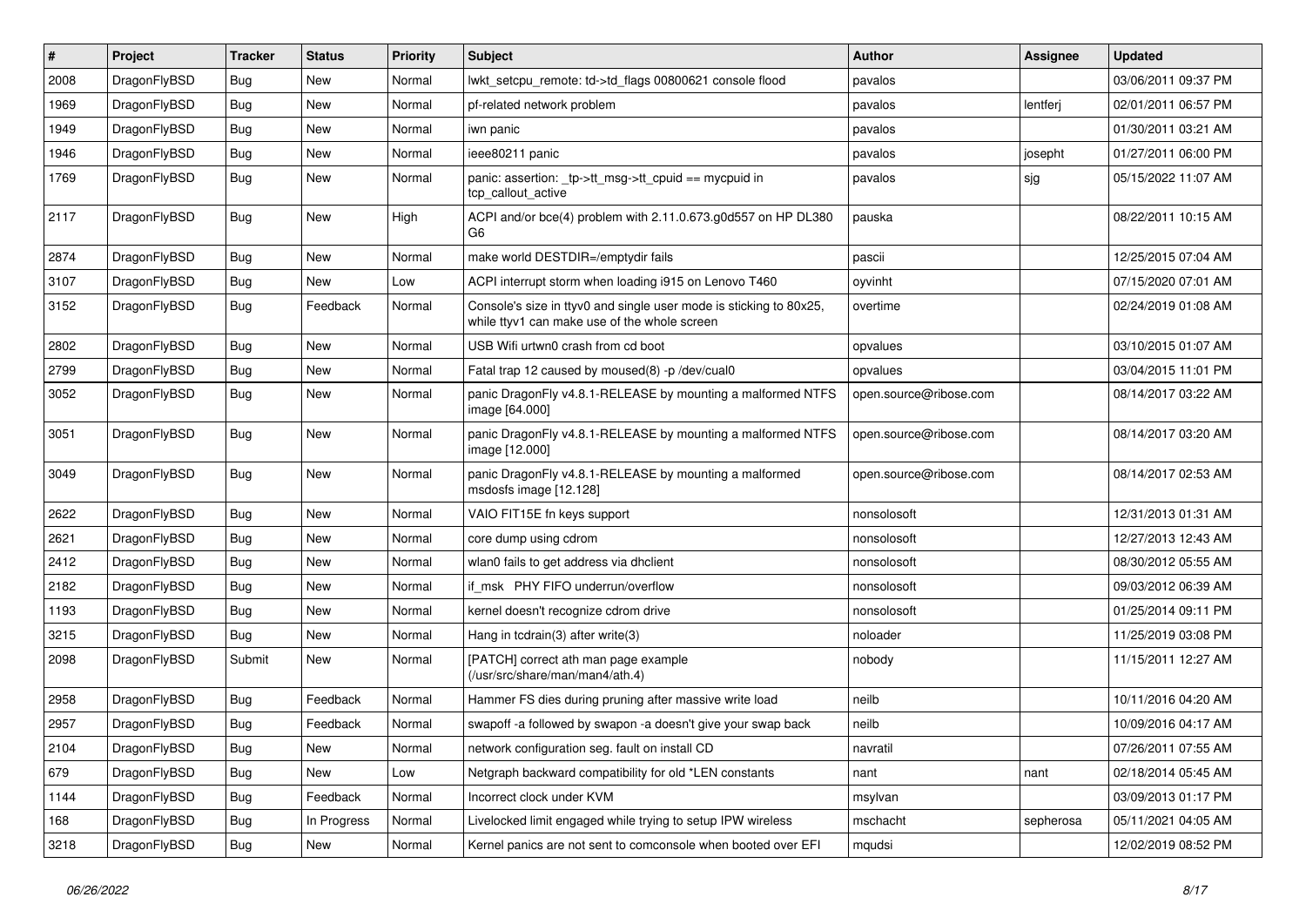| # | Project | Tracker | Status | Priority | Subject | Author | Assignee | Updated |
| --- | --- | --- | --- | --- | --- | --- | --- | --- |
| 2008 | DragonFlyBSD | Bug | New | Normal | lwkt_setcpu_remote: td->td_flags 00800621 console flood | pavalos | | 03/06/2011 09:37 PM |
| 1969 | DragonFlyBSD | Bug | New | Normal | pf-related network problem | pavalos | lentferj | 02/01/2011 06:57 PM |
| 1949 | DragonFlyBSD | Bug | New | Normal | iwn panic | pavalos | | 01/30/2011 03:21 AM |
| 1946 | DragonFlyBSD | Bug | New | Normal | ieee80211 panic | pavalos | josepht | 01/27/2011 06:00 PM |
| 1769 | DragonFlyBSD | Bug | New | Normal | panic: assertion: _tp->tt_msg->tt_cpuid == mycpuid in tcp_callout_active | pavalos | sjg | 05/15/2022 11:07 AM |
| 2117 | DragonFlyBSD | Bug | New | High | ACPI and/or bce(4) problem with 2.11.0.673.g0d557 on HP DL380 G6 | pauska | | 08/22/2011 10:15 AM |
| 2874 | DragonFlyBSD | Bug | New | Normal | make world DESTDIR=/emptydir fails | pascii | | 12/25/2015 07:04 AM |
| 3107 | DragonFlyBSD | Bug | New | Low | ACPI interrupt storm when loading i915 on Lenovo T460 | oyvinht | | 07/15/2020 07:01 AM |
| 3152 | DragonFlyBSD | Bug | Feedback | Normal | Console's size in ttyv0 and single user mode is sticking to 80x25, while ttyv1 can make use of the whole screen | overtime | | 02/24/2019 01:08 AM |
| 2802 | DragonFlyBSD | Bug | New | Normal | USB Wifi urtwn0 crash from cd boot | opvalues | | 03/10/2015 01:07 AM |
| 2799 | DragonFlyBSD | Bug | New | Normal | Fatal trap 12 caused by moused(8) -p /dev/cual0 | opvalues | | 03/04/2015 11:01 PM |
| 3052 | DragonFlyBSD | Bug | New | Normal | panic DragonFly v4.8.1-RELEASE by mounting a malformed NTFS image [64.000] | open.source@ribose.com | | 08/14/2017 03:22 AM |
| 3051 | DragonFlyBSD | Bug | New | Normal | panic DragonFly v4.8.1-RELEASE by mounting a malformed NTFS image [12.000] | open.source@ribose.com | | 08/14/2017 03:20 AM |
| 3049 | DragonFlyBSD | Bug | New | Normal | panic DragonFly v4.8.1-RELEASE by mounting a malformed msdosfs image [12.128] | open.source@ribose.com | | 08/14/2017 02:53 AM |
| 2622 | DragonFlyBSD | Bug | New | Normal | VAIO FIT15E fn keys support | nonsolosoft | | 12/31/2013 01:31 AM |
| 2621 | DragonFlyBSD | Bug | New | Normal | core dump using cdrom | nonsolosoft | | 12/27/2013 12:43 AM |
| 2412 | DragonFlyBSD | Bug | New | Normal | wlan0 fails to get address via dhclient | nonsolosoft | | 08/30/2012 05:55 AM |
| 2182 | DragonFlyBSD | Bug | New | Normal | if_msk PHY FIFO underrun/overflow | nonsolosoft | | 09/03/2012 06:39 AM |
| 1193 | DragonFlyBSD | Bug | New | Normal | kernel doesn't recognize cdrom drive | nonsolosoft | | 01/25/2014 09:11 PM |
| 3215 | DragonFlyBSD | Bug | New | Normal | Hang in tcdrain(3) after write(3) | noloader | | 11/25/2019 03:08 PM |
| 2098 | DragonFlyBSD | Submit | New | Normal | [PATCH] correct ath man page example (/usr/src/share/man/man4/ath.4) | nobody | | 11/15/2011 12:27 AM |
| 2958 | DragonFlyBSD | Bug | Feedback | Normal | Hammer FS dies during pruning after massive write load | neilb | | 10/11/2016 04:20 AM |
| 2957 | DragonFlyBSD | Bug | Feedback | Normal | swapoff -a followed by swapon -a doesn't give your swap back | neilb | | 10/09/2016 04:17 AM |
| 2104 | DragonFlyBSD | Bug | New | Normal | network configuration seg. fault on install CD | navratil | | 07/26/2011 07:55 AM |
| 679 | DragonFlyBSD | Bug | New | Low | Netgraph backward compatibility for old *LEN constants | nant | nant | 02/18/2014 05:45 AM |
| 1144 | DragonFlyBSD | Bug | Feedback | Normal | Incorrect clock under KVM | msylvan | | 03/09/2013 01:17 PM |
| 168 | DragonFlyBSD | Bug | In Progress | Normal | Livelocked limit engaged while trying to setup IPW wireless | mschacht | sepherosa | 05/11/2021 04:05 AM |
| 3218 | DragonFlyBSD | Bug | New | Normal | Kernel panics are not sent to comconsole when booted over EFI | mqudsi | | 12/02/2019 08:52 PM |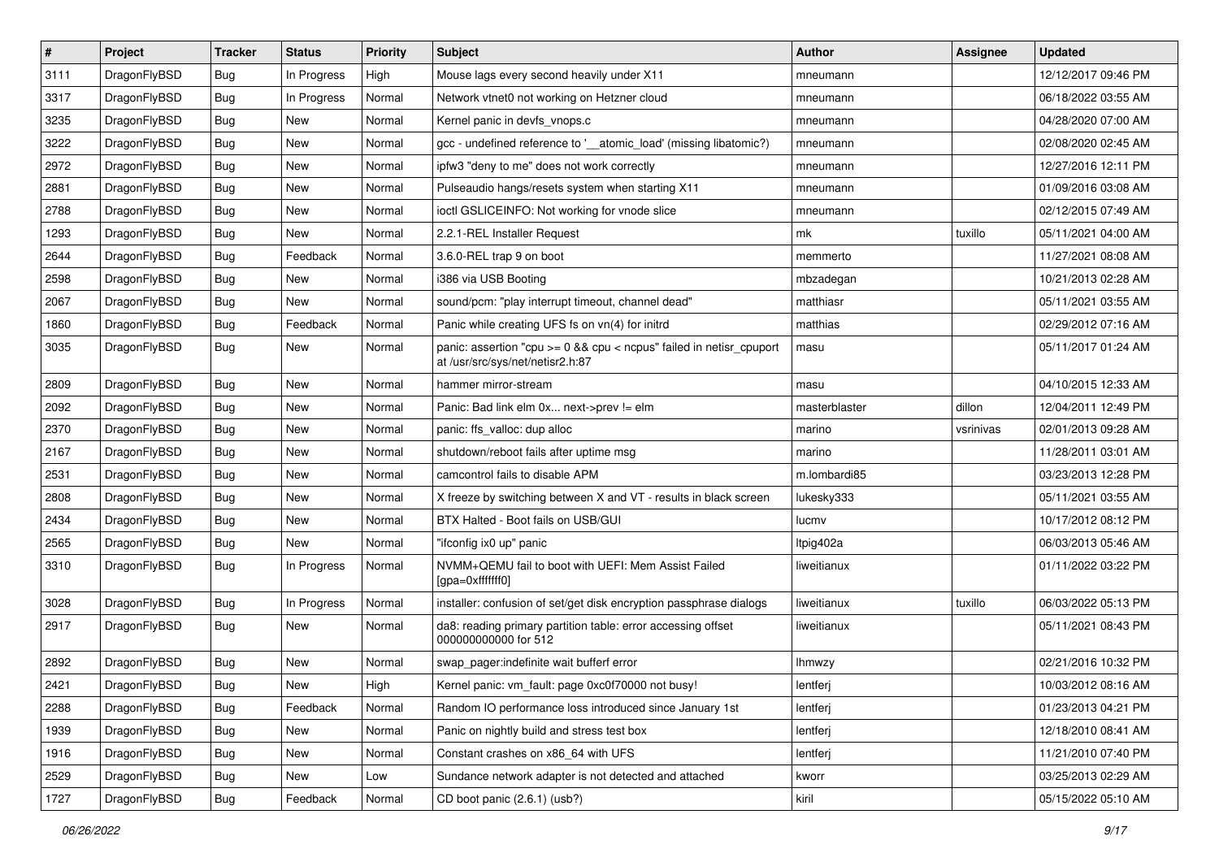| # | Project | Tracker | Status | Priority | Subject | Author | Assignee | Updated |
|---|---|---|---|---|---|---|---|---|
| 3111 | DragonFlyBSD | Bug | In Progress | High | Mouse lags every second heavily under X11 | mneumann | | 12/12/2017 09:46 PM |
| 3317 | DragonFlyBSD | Bug | In Progress | Normal | Network vtnet0 not working on Hetzner cloud | mneumann | | 06/18/2022 03:55 AM |
| 3235 | DragonFlyBSD | Bug | New | Normal | Kernel panic in devfs_vnops.c | mneumann | | 04/28/2020 07:00 AM |
| 3222 | DragonFlyBSD | Bug | New | Normal | gcc - undefined reference to '__atomic_load' (missing libatomic?) | mneumann | | 02/08/2020 02:45 AM |
| 2972 | DragonFlyBSD | Bug | New | Normal | ipfw3 "deny to me" does not work correctly | mneumann | | 12/27/2016 12:11 PM |
| 2881 | DragonFlyBSD | Bug | New | Normal | Pulseaudio hangs/resets system when starting X11 | mneumann | | 01/09/2016 03:08 AM |
| 2788 | DragonFlyBSD | Bug | New | Normal | ioctl GSLICEINFO: Not working for vnode slice | mneumann | | 02/12/2015 07:49 AM |
| 1293 | DragonFlyBSD | Bug | New | Normal | 2.2.1-REL Installer Request | mk | tuxillo | 05/11/2021 04:00 AM |
| 2644 | DragonFlyBSD | Bug | Feedback | Normal | 3.6.0-REL trap 9 on boot | memmerto | | 11/27/2021 08:08 AM |
| 2598 | DragonFlyBSD | Bug | New | Normal | i386 via USB Booting | mbzadegan | | 10/21/2013 02:28 AM |
| 2067 | DragonFlyBSD | Bug | New | Normal | sound/pcm: "play interrupt timeout, channel dead" | matthiasr | | 05/11/2021 03:55 AM |
| 1860 | DragonFlyBSD | Bug | Feedback | Normal | Panic while creating UFS fs on vn(4) for initrd | matthias | | 02/29/2012 07:16 AM |
| 3035 | DragonFlyBSD | Bug | New | Normal | panic: assertion "cpu >= 0 && cpu < ncpus" failed in netisr_cpuport at /usr/src/sys/net/netisr2.h:87 | masu | | 05/11/2017 01:24 AM |
| 2809 | DragonFlyBSD | Bug | New | Normal | hammer mirror-stream | masu | | 04/10/2015 12:33 AM |
| 2092 | DragonFlyBSD | Bug | New | Normal | Panic: Bad link elm 0x... next->prev != elm | masterblaster | dillon | 12/04/2011 12:49 PM |
| 2370 | DragonFlyBSD | Bug | New | Normal | panic: ffs_valloc: dup alloc | marino | vsrinivas | 02/01/2013 09:28 AM |
| 2167 | DragonFlyBSD | Bug | New | Normal | shutdown/reboot fails after uptime msg | marino | | 11/28/2011 03:01 AM |
| 2531 | DragonFlyBSD | Bug | New | Normal | camcontrol fails to disable APM | m.lombardi85 | | 03/23/2013 12:28 PM |
| 2808 | DragonFlyBSD | Bug | New | Normal | X freeze by switching between X and VT - results in black screen | lukesky333 | | 05/11/2021 03:55 AM |
| 2434 | DragonFlyBSD | Bug | New | Normal | BTX Halted - Boot fails on USB/GUI | lucmv | | 10/17/2012 08:12 PM |
| 2565 | DragonFlyBSD | Bug | New | Normal | "ifconfig ix0 up" panic | ltpig402a | | 06/03/2013 05:46 AM |
| 3310 | DragonFlyBSD | Bug | In Progress | Normal | NVMM+QEMU fail to boot with UEFI: Mem Assist Failed [gpa=0xfffffff0] | liweitianux | | 01/11/2022 03:22 PM |
| 3028 | DragonFlyBSD | Bug | In Progress | Normal | installer: confusion of set/get disk encryption passphrase dialogs | liweitianux | tuxillo | 06/03/2022 05:13 PM |
| 2917 | DragonFlyBSD | Bug | New | Normal | da8: reading primary partition table: error accessing offset 000000000000 for 512 | liweitianux | | 05/11/2021 08:43 PM |
| 2892 | DragonFlyBSD | Bug | New | Normal | swap_pager:indefinite wait bufferf error | lhmwzy | | 02/21/2016 10:32 PM |
| 2421 | DragonFlyBSD | Bug | New | High | Kernel panic: vm_fault: page 0xc0f70000 not busy! | lentferj | | 10/03/2012 08:16 AM |
| 2288 | DragonFlyBSD | Bug | Feedback | Normal | Random IO performance loss introduced since January 1st | lentferj | | 01/23/2013 04:21 PM |
| 1939 | DragonFlyBSD | Bug | New | Normal | Panic on nightly build and stress test box | lentferj | | 12/18/2010 08:41 AM |
| 1916 | DragonFlyBSD | Bug | New | Normal | Constant crashes on x86_64 with UFS | lentferj | | 11/21/2010 07:40 PM |
| 2529 | DragonFlyBSD | Bug | New | Low | Sundance network adapter is not detected and attached | kworr | | 03/25/2013 02:29 AM |
| 1727 | DragonFlyBSD | Bug | Feedback | Normal | CD boot panic (2.6.1) (usb?) | kiril | | 05/15/2022 05:10 AM |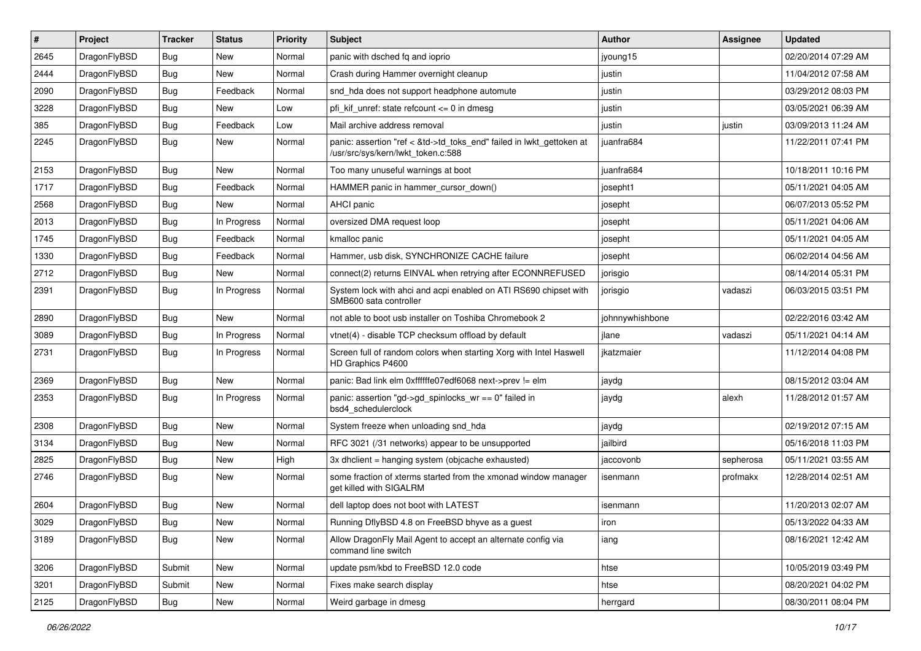| # | Project | Tracker | Status | Priority | Subject | Author | Assignee | Updated |
|---|---|---|---|---|---|---|---|---|
| 2645 | DragonFlyBSD | Bug | New | Normal | panic with dsched fq and ioprio | jyoung15 | | 02/20/2014 07:29 AM |
| 2444 | DragonFlyBSD | Bug | New | Normal | Crash during Hammer overnight cleanup | justin | | 11/04/2012 07:58 AM |
| 2090 | DragonFlyBSD | Bug | Feedback | Normal | snd_hda does not support headphone automute | justin | | 03/29/2012 08:03 PM |
| 3228 | DragonFlyBSD | Bug | New | Low | pfi_kif_unref: state refcount <= 0 in dmesg | justin | | 03/05/2021 06:39 AM |
| 385 | DragonFlyBSD | Bug | Feedback | Low | Mail archive address removal | justin | justin | 03/09/2013 11:24 AM |
| 2245 | DragonFlyBSD | Bug | New | Normal | panic: assertion "ref < &td->td_toks_end" failed in lwkt_gettoken at /usr/src/sys/kern/lwkt_token.c:588 | juanfra684 | | 11/22/2011 07:41 PM |
| 2153 | DragonFlyBSD | Bug | New | Normal | Too many unuseful warnings at boot | juanfra684 | | 10/18/2011 10:16 PM |
| 1717 | DragonFlyBSD | Bug | Feedback | Normal | HAMMER panic in hammer_cursor_down() | josepht1 | | 05/11/2021 04:05 AM |
| 2568 | DragonFlyBSD | Bug | New | Normal | AHCI panic | josepht | | 06/07/2013 05:52 PM |
| 2013 | DragonFlyBSD | Bug | In Progress | Normal | oversized DMA request loop | josepht | | 05/11/2021 04:06 AM |
| 1745 | DragonFlyBSD | Bug | Feedback | Normal | kmalloc panic | josepht | | 05/11/2021 04:05 AM |
| 1330 | DragonFlyBSD | Bug | Feedback | Normal | Hammer, usb disk, SYNCHRONIZE CACHE failure | josepht | | 06/02/2014 04:56 AM |
| 2712 | DragonFlyBSD | Bug | New | Normal | connect(2) returns EINVAL when retrying after ECONNREFUSED | jorisgio | | 08/14/2014 05:31 PM |
| 2391 | DragonFlyBSD | Bug | In Progress | Normal | System lock with ahci and acpi enabled on ATI RS690 chipset with SMB600 sata controller | jorisgio | vadaszi | 06/03/2015 03:51 PM |
| 2890 | DragonFlyBSD | Bug | New | Normal | not able to boot usb installer on Toshiba Chromebook 2 | johnnywhishbone | | 02/22/2016 03:42 AM |
| 3089 | DragonFlyBSD | Bug | In Progress | Normal | vtnet(4) - disable TCP checksum offload by default | jlane | vadaszi | 05/11/2021 04:14 AM |
| 2731 | DragonFlyBSD | Bug | In Progress | Normal | Screen full of random colors when starting Xorg with Intel Haswell HD Graphics P4600 | jkatzmaier | | 11/12/2014 04:08 PM |
| 2369 | DragonFlyBSD | Bug | New | Normal | panic: Bad link elm 0xffffffe07edf6068 next->prev != elm | jaydg | | 08/15/2012 03:04 AM |
| 2353 | DragonFlyBSD | Bug | In Progress | Normal | panic: assertion "gd->gd_spinlocks_wr == 0" failed in bsd4_schedulerclock | jaydg | alexh | 11/28/2012 01:57 AM |
| 2308 | DragonFlyBSD | Bug | New | Normal | System freeze when unloading snd_hda | jaydg | | 02/19/2012 07:15 AM |
| 3134 | DragonFlyBSD | Bug | New | Normal | RFC 3021 (/31 networks) appear to be unsupported | jailbird | | 05/16/2018 11:03 PM |
| 2825 | DragonFlyBSD | Bug | New | High | 3x dhclient = hanging system (objcache exhausted) | jaccovonb | sepherosa | 05/11/2021 03:55 AM |
| 2746 | DragonFlyBSD | Bug | New | Normal | some fraction of xterms started from the xmonad window manager get killed with SIGALRM | isenmann | profmakx | 12/28/2014 02:51 AM |
| 2604 | DragonFlyBSD | Bug | New | Normal | dell laptop does not boot with LATEST | isenmann | | 11/20/2013 02:07 AM |
| 3029 | DragonFlyBSD | Bug | New | Normal | Running DflyBSD 4.8 on FreeBSD bhyve as a guest | iron | | 05/13/2022 04:33 AM |
| 3189 | DragonFlyBSD | Bug | New | Normal | Allow DragonFly Mail Agent to accept an alternate config via command line switch | iang | | 08/16/2021 12:42 AM |
| 3206 | DragonFlyBSD | Submit | New | Normal | update psm/kbd to FreeBSD 12.0 code | htse | | 10/05/2019 03:49 PM |
| 3201 | DragonFlyBSD | Submit | New | Normal | Fixes make search display | htse | | 08/20/2021 04:02 PM |
| 2125 | DragonFlyBSD | Bug | New | Normal | Weird garbage in dmesg | herrgard | | 08/30/2011 08:04 PM |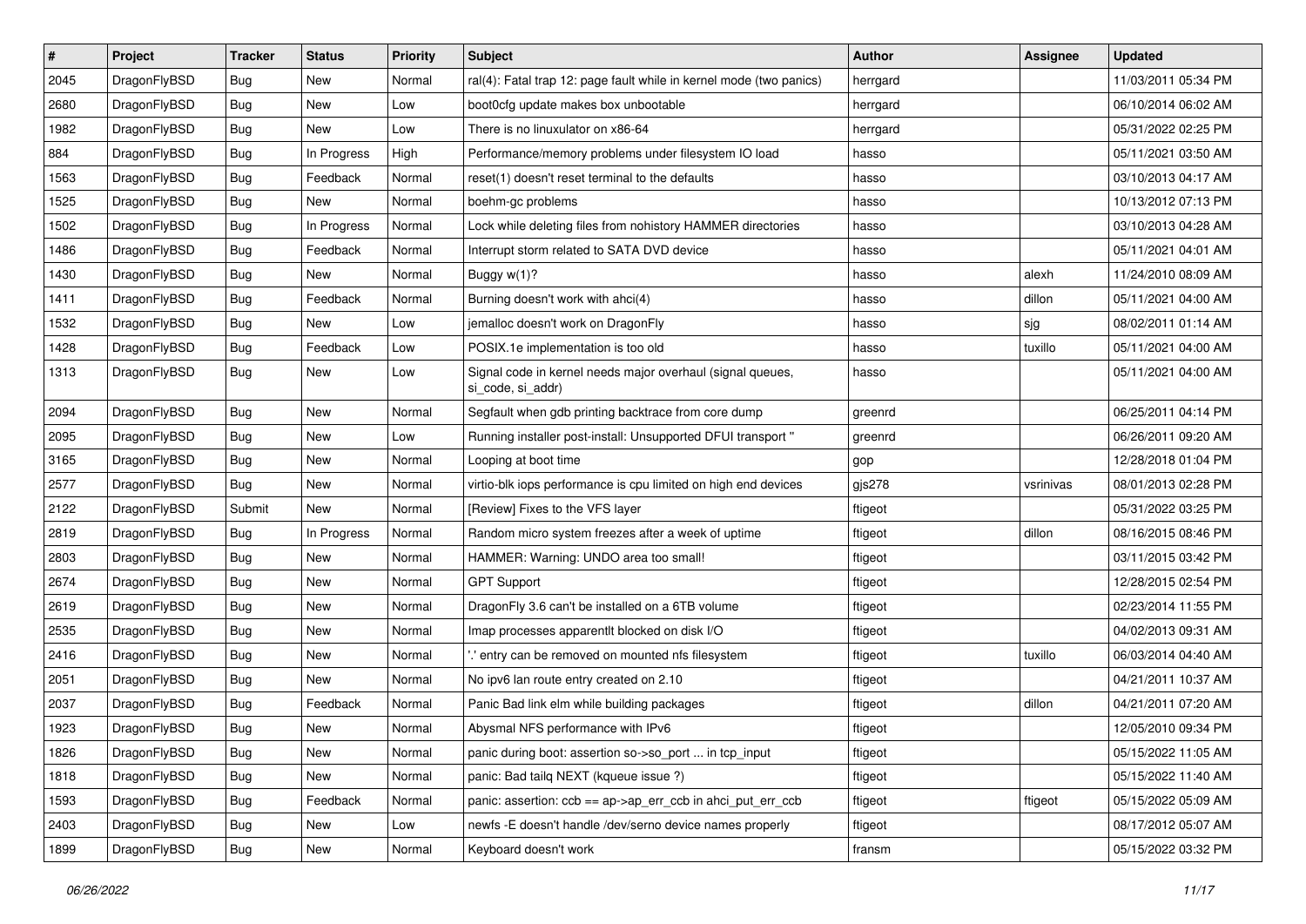| # | Project | Tracker | Status | Priority | Subject | Author | Assignee | Updated |
|---|---|---|---|---|---|---|---|---|
| 2045 | DragonFlyBSD | Bug | New | Normal | ral(4): Fatal trap 12: page fault while in kernel mode (two panics) | herrgard | | 11/03/2011 05:34 PM |
| 2680 | DragonFlyBSD | Bug | New | Low | boot0cfg update makes box unbootable | herrgard | | 06/10/2014 06:02 AM |
| 1982 | DragonFlyBSD | Bug | New | Low | There is no linuxulator on x86-64 | herrgard | | 05/31/2022 02:25 PM |
| 884 | DragonFlyBSD | Bug | In Progress | High | Performance/memory problems under filesystem IO load | hasso | | 05/11/2021 03:50 AM |
| 1563 | DragonFlyBSD | Bug | Feedback | Normal | reset(1) doesn't reset terminal to the defaults | hasso | | 03/10/2013 04:17 AM |
| 1525 | DragonFlyBSD | Bug | New | Normal | boehm-gc problems | hasso | | 10/13/2012 07:13 PM |
| 1502 | DragonFlyBSD | Bug | In Progress | Normal | Lock while deleting files from nohistory HAMMER directories | hasso | | 03/10/2013 04:28 AM |
| 1486 | DragonFlyBSD | Bug | Feedback | Normal | Interrupt storm related to SATA DVD device | hasso | | 05/11/2021 04:01 AM |
| 1430 | DragonFlyBSD | Bug | New | Normal | Buggy w(1)? | hasso | alexh | 11/24/2010 08:09 AM |
| 1411 | DragonFlyBSD | Bug | Feedback | Normal | Burning doesn't work with ahci(4) | hasso | dillon | 05/11/2021 04:00 AM |
| 1532 | DragonFlyBSD | Bug | New | Low | jemalloc doesn't work on DragonFly | hasso | sjg | 08/02/2011 01:14 AM |
| 1428 | DragonFlyBSD | Bug | Feedback | Low | POSIX.1e implementation is too old | hasso | tuxillo | 05/11/2021 04:00 AM |
| 1313 | DragonFlyBSD | Bug | New | Low | Signal code in kernel needs major overhaul (signal queues, si_code, si_addr) | hasso | | 05/11/2021 04:00 AM |
| 2094 | DragonFlyBSD | Bug | New | Normal | Segfault when gdb printing backtrace from core dump | greenrd | | 06/25/2011 04:14 PM |
| 2095 | DragonFlyBSD | Bug | New | Low | Running installer post-install: Unsupported DFUI transport " | greenrd | | 06/26/2011 09:20 AM |
| 3165 | DragonFlyBSD | Bug | New | Normal | Looping at boot time | gop | | 12/28/2018 01:04 PM |
| 2577 | DragonFlyBSD | Bug | New | Normal | virtio-blk iops performance is cpu limited on high end devices | gjs278 | vsrinivas | 08/01/2013 02:28 PM |
| 2122 | DragonFlyBSD | Submit | New | Normal | [Review] Fixes to the VFS layer | ftigeot | | 05/31/2022 03:25 PM |
| 2819 | DragonFlyBSD | Bug | In Progress | Normal | Random micro system freezes after a week of uptime | ftigeot | dillon | 08/16/2015 08:46 PM |
| 2803 | DragonFlyBSD | Bug | New | Normal | HAMMER: Warning: UNDO area too small! | ftigeot | | 03/11/2015 03:42 PM |
| 2674 | DragonFlyBSD | Bug | New | Normal | GPT Support | ftigeot | | 12/28/2015 02:54 PM |
| 2619 | DragonFlyBSD | Bug | New | Normal | DragonFly 3.6 can't be installed on a 6TB volume | ftigeot | | 02/23/2014 11:55 PM |
| 2535 | DragonFlyBSD | Bug | New | Normal | Imap processes apparentlt blocked on disk I/O | ftigeot | | 04/02/2013 09:31 AM |
| 2416 | DragonFlyBSD | Bug | New | Normal | '.' entry can be removed on mounted nfs filesystem | ftigeot | tuxillo | 06/03/2014 04:40 AM |
| 2051 | DragonFlyBSD | Bug | New | Normal | No ipv6 lan route entry created on 2.10 | ftigeot | | 04/21/2011 10:37 AM |
| 2037 | DragonFlyBSD | Bug | Feedback | Normal | Panic Bad link elm while building packages | ftigeot | dillon | 04/21/2011 07:20 AM |
| 1923 | DragonFlyBSD | Bug | New | Normal | Abysmal NFS performance with IPv6 | ftigeot | | 12/05/2010 09:34 PM |
| 1826 | DragonFlyBSD | Bug | New | Normal | panic during boot: assertion so->so_port ... in tcp_input | ftigeot | | 05/15/2022 11:05 AM |
| 1818 | DragonFlyBSD | Bug | New | Normal | panic: Bad tailq NEXT (kqueue issue ?) | ftigeot | | 05/15/2022 11:40 AM |
| 1593 | DragonFlyBSD | Bug | Feedback | Normal | panic: assertion: ccb == ap->ap_err_ccb in ahci_put_err_ccb | ftigeot | ftigeot | 05/15/2022 05:09 AM |
| 2403 | DragonFlyBSD | Bug | New | Low | newfs -E doesn't handle /dev/serno device names properly | ftigeot | | 08/17/2012 05:07 AM |
| 1899 | DragonFlyBSD | Bug | New | Normal | Keyboard doesn't work | fransm | | 05/15/2022 03:32 PM |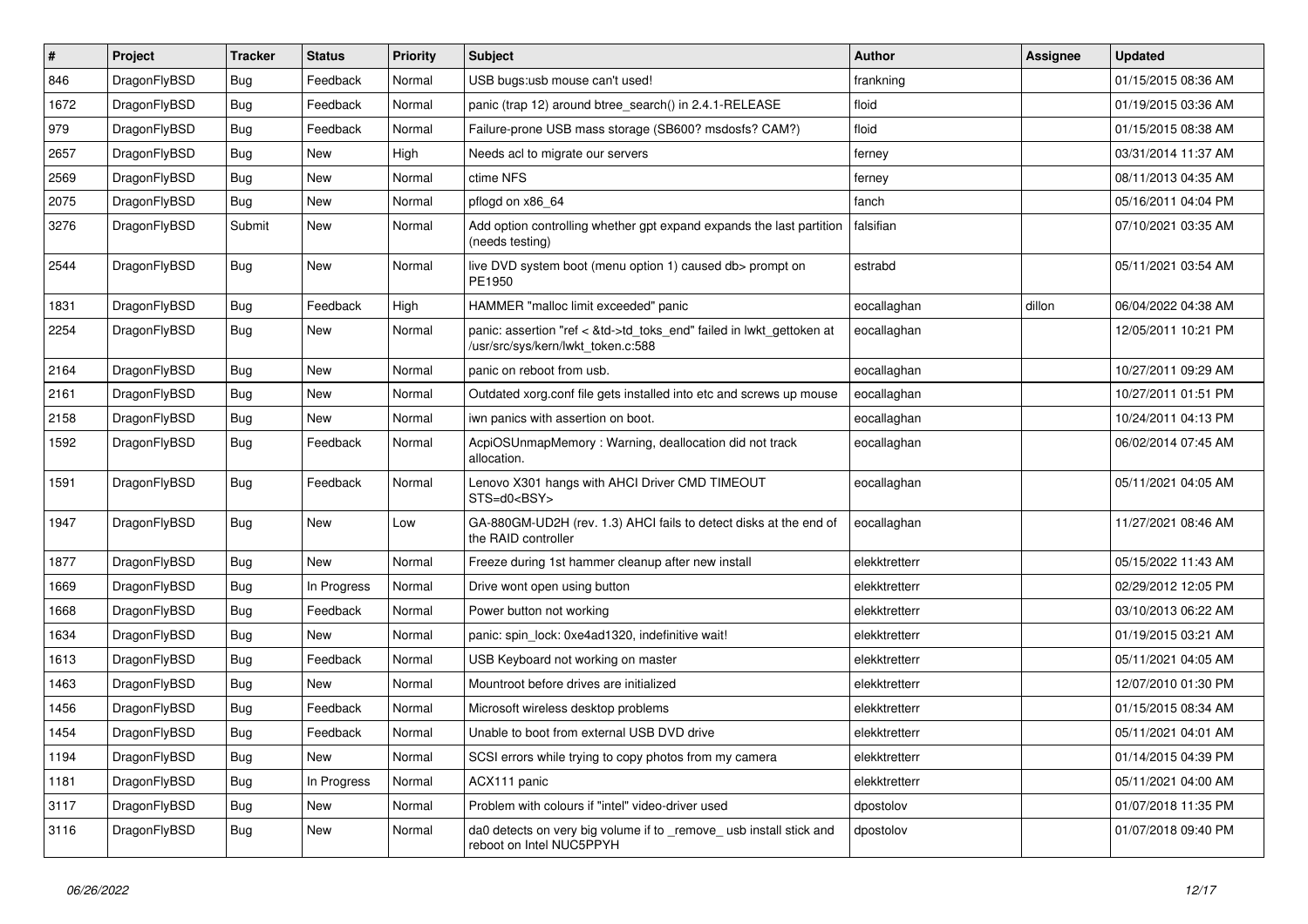| # | Project | Tracker | Status | Priority | Subject | Author | Assignee | Updated |
|---|---|---|---|---|---|---|---|---|
| 846 | DragonFlyBSD | Bug | Feedback | Normal | USB bugs:usb mouse can't used! | frankning | | 01/15/2015 08:36 AM |
| 1672 | DragonFlyBSD | Bug | Feedback | Normal | panic (trap 12) around btree_search() in 2.4.1-RELEASE | floid | | 01/19/2015 03:36 AM |
| 979 | DragonFlyBSD | Bug | Feedback | Normal | Failure-prone USB mass storage (SB600? msdosfs? CAM?) | floid | | 01/15/2015 08:38 AM |
| 2657 | DragonFlyBSD | Bug | New | High | Needs acl to migrate our servers | ferney | | 03/31/2014 11:37 AM |
| 2569 | DragonFlyBSD | Bug | New | Normal | ctime NFS | ferney | | 08/11/2013 04:35 AM |
| 2075 | DragonFlyBSD | Bug | New | Normal | pflogd on x86_64 | fanch | | 05/16/2011 04:04 PM |
| 3276 | DragonFlyBSD | Submit | New | Normal | Add option controlling whether gpt expand expands the last partition (needs testing) | falsifian | | 07/10/2021 03:35 AM |
| 2544 | DragonFlyBSD | Bug | New | Normal | live DVD system boot (menu option 1) caused db> prompt on PE1950 | estrabd | | 05/11/2021 03:54 AM |
| 1831 | DragonFlyBSD | Bug | Feedback | High | HAMMER "malloc limit exceeded" panic | eocallaghan | dillon | 06/04/2022 04:38 AM |
| 2254 | DragonFlyBSD | Bug | New | Normal | panic: assertion "ref < &td->td_toks_end" failed in lwkt_gettoken at /usr/src/sys/kern/lwkt_token.c:588 | eocallaghan | | 12/05/2011 10:21 PM |
| 2164 | DragonFlyBSD | Bug | New | Normal | panic on reboot from usb. | eocallaghan | | 10/27/2011 09:29 AM |
| 2161 | DragonFlyBSD | Bug | New | Normal | Outdated xorg.conf file gets installed into etc and screws up mouse | eocallaghan | | 10/27/2011 01:51 PM |
| 2158 | DragonFlyBSD | Bug | New | Normal | iwn panics with assertion on boot. | eocallaghan | | 10/24/2011 04:13 PM |
| 1592 | DragonFlyBSD | Bug | Feedback | Normal | AcpiOSUnmapMemory : Warning, deallocation did not track allocation. | eocallaghan | | 06/02/2014 07:45 AM |
| 1591 | DragonFlyBSD | Bug | Feedback | Normal | Lenovo X301 hangs with AHCI Driver CMD TIMEOUT STS=d0<BSY> | eocallaghan | | 05/11/2021 04:05 AM |
| 1947 | DragonFlyBSD | Bug | New | Low | GA-880GM-UD2H (rev. 1.3) AHCI fails to detect disks at the end of the RAID controller | eocallaghan | | 11/27/2021 08:46 AM |
| 1877 | DragonFlyBSD | Bug | New | Normal | Freeze during 1st hammer cleanup after new install | elekktretterr | | 05/15/2022 11:43 AM |
| 1669 | DragonFlyBSD | Bug | In Progress | Normal | Drive wont open using button | elekktretterr | | 02/29/2012 12:05 PM |
| 1668 | DragonFlyBSD | Bug | Feedback | Normal | Power button not working | elekktretterr | | 03/10/2013 06:22 AM |
| 1634 | DragonFlyBSD | Bug | New | Normal | panic: spin_lock: 0xe4ad1320, indefinitive wait! | elekktretterr | | 01/19/2015 03:21 AM |
| 1613 | DragonFlyBSD | Bug | Feedback | Normal | USB Keyboard not working on master | elekktretterr | | 05/11/2021 04:05 AM |
| 1463 | DragonFlyBSD | Bug | New | Normal | Mountroot before drives are initialized | elekktretterr | | 12/07/2010 01:30 PM |
| 1456 | DragonFlyBSD | Bug | Feedback | Normal | Microsoft wireless desktop problems | elekktretterr | | 01/15/2015 08:34 AM |
| 1454 | DragonFlyBSD | Bug | Feedback | Normal | Unable to boot from external USB DVD drive | elekktretterr | | 05/11/2021 04:01 AM |
| 1194 | DragonFlyBSD | Bug | New | Normal | SCSI errors while trying to copy photos from my camera | elekktretterr | | 01/14/2015 04:39 PM |
| 1181 | DragonFlyBSD | Bug | In Progress | Normal | ACX111 panic | elekktretterr | | 05/11/2021 04:00 AM |
| 3117 | DragonFlyBSD | Bug | New | Normal | Problem with colours if "intel" video-driver used | dpostolov | | 01/07/2018 11:35 PM |
| 3116 | DragonFlyBSD | Bug | New | Normal | da0 detects on very big volume if to _remove_ usb install stick and reboot on Intel NUC5PPYH | dpostolov | | 01/07/2018 09:40 PM |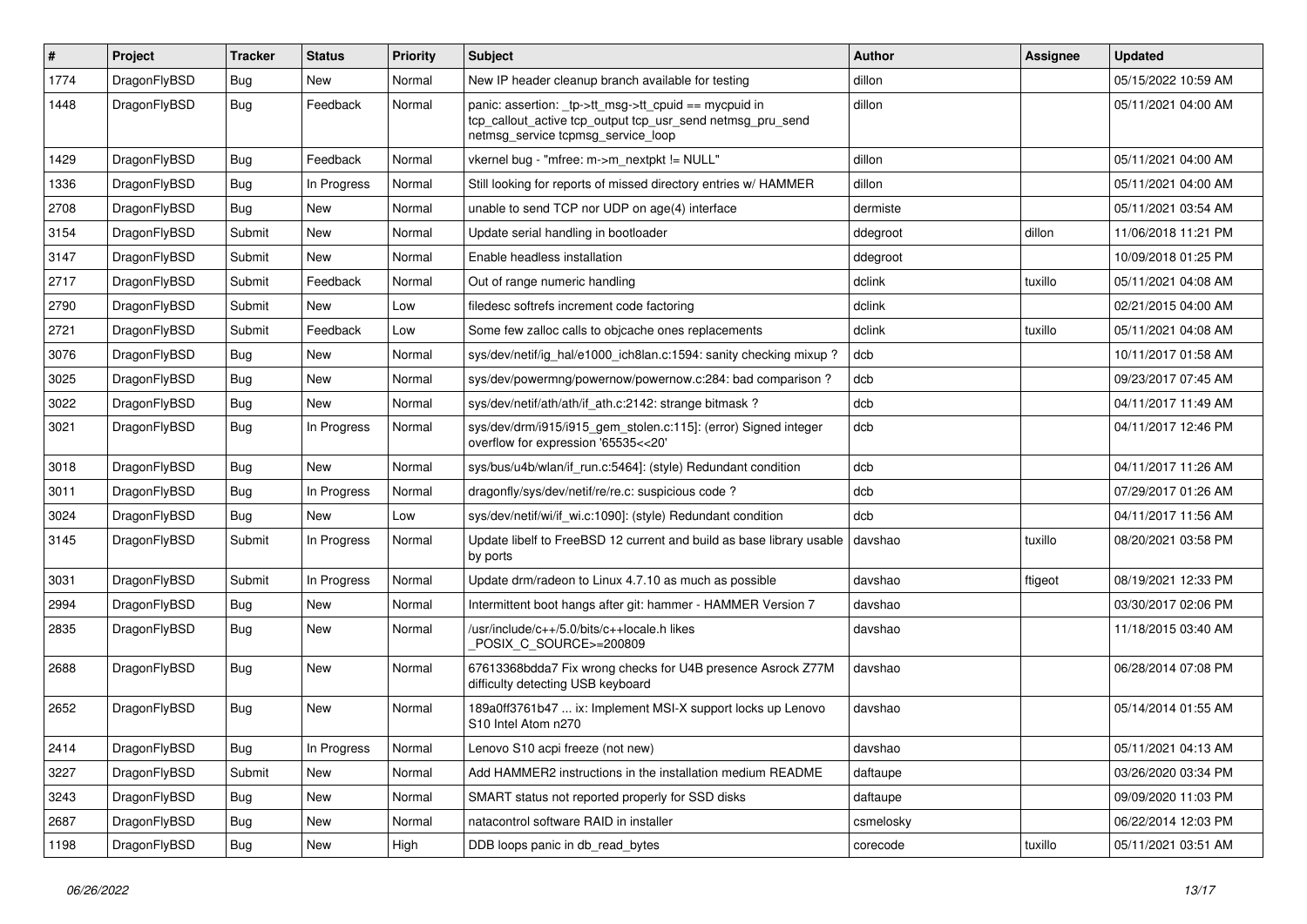| # | Project | Tracker | Status | Priority | Subject | Author | Assignee | Updated |
| --- | --- | --- | --- | --- | --- | --- | --- | --- |
| 1774 | DragonFlyBSD | Bug | New | Normal | New IP header cleanup branch available for testing | dillon | | 05/15/2022 10:59 AM |
| 1448 | DragonFlyBSD | Bug | Feedback | Normal | panic: assertion: _tp->tt_msg->tt_cpuid == mycpuid in tcp_callout_active tcp_output tcp_usr_send netmsg_pru_send netmsg_service tcpmsg_service_loop | dillon | | 05/11/2021 04:00 AM |
| 1429 | DragonFlyBSD | Bug | Feedback | Normal | vkernel bug - "mfree: m->m_nextpkt != NULL" | dillon | | 05/11/2021 04:00 AM |
| 1336 | DragonFlyBSD | Bug | In Progress | Normal | Still looking for reports of missed directory entries w/ HAMMER | dillon | | 05/11/2021 04:00 AM |
| 2708 | DragonFlyBSD | Bug | New | Normal | unable to send TCP nor UDP on age(4) interface | dermiste | | 05/11/2021 03:54 AM |
| 3154 | DragonFlyBSD | Submit | New | Normal | Update serial handling in bootloader | ddegroot | dillon | 11/06/2018 11:21 PM |
| 3147 | DragonFlyBSD | Submit | New | Normal | Enable headless installation | ddegroot | | 10/09/2018 01:25 PM |
| 2717 | DragonFlyBSD | Submit | Feedback | Normal | Out of range numeric handling | dclink | tuxillo | 05/11/2021 04:08 AM |
| 2790 | DragonFlyBSD | Submit | New | Low | filedesc softrefs increment code factoring | dclink | | 02/21/2015 04:00 AM |
| 2721 | DragonFlyBSD | Submit | Feedback | Low | Some few zalloc calls to objcache ones replacements | dclink | tuxillo | 05/11/2021 04:08 AM |
| 3076 | DragonFlyBSD | Bug | New | Normal | sys/dev/netif/ig_hal/e1000_ich8lan.c:1594: sanity checking mixup ? | dcb | | 10/11/2017 01:58 AM |
| 3025 | DragonFlyBSD | Bug | New | Normal | sys/dev/powermng/powernow/powernow.c:284: bad comparison ? | dcb | | 09/23/2017 07:45 AM |
| 3022 | DragonFlyBSD | Bug | New | Normal | sys/dev/netif/ath/ath/if_ath.c:2142: strange bitmask ? | dcb | | 04/11/2017 11:49 AM |
| 3021 | DragonFlyBSD | Bug | In Progress | Normal | sys/dev/drm/i915/i915_gem_stolen.c:115]: (error) Signed integer overflow for expression '65535<<20' | dcb | | 04/11/2017 12:46 PM |
| 3018 | DragonFlyBSD | Bug | New | Normal | sys/bus/u4b/wlan/if_run.c:5464]: (style) Redundant condition | dcb | | 04/11/2017 11:26 AM |
| 3011 | DragonFlyBSD | Bug | In Progress | Normal | dragonfly/sys/dev/netif/re/re.c: suspicious code ? | dcb | | 07/29/2017 01:26 AM |
| 3024 | DragonFlyBSD | Bug | New | Low | sys/dev/netif/wi/if_wi.c:1090]: (style) Redundant condition | dcb | | 04/11/2017 11:56 AM |
| 3145 | DragonFlyBSD | Submit | In Progress | Normal | Update libelf to FreeBSD 12 current and build as base library usable by ports | davshao | tuxillo | 08/20/2021 03:58 PM |
| 3031 | DragonFlyBSD | Submit | In Progress | Normal | Update drm/radeon to Linux 4.7.10 as much as possible | davshao | ftigeot | 08/19/2021 12:33 PM |
| 2994 | DragonFlyBSD | Bug | New | Normal | Intermittent boot hangs after git: hammer - HAMMER Version 7 | davshao | | 03/30/2017 02:06 PM |
| 2835 | DragonFlyBSD | Bug | New | Normal | /usr/include/c++/5.0/bits/c++locale.h likes _POSIX_C_SOURCE>=200809 | davshao | | 11/18/2015 03:40 AM |
| 2688 | DragonFlyBSD | Bug | New | Normal | 67613368bdda7 Fix wrong checks for U4B presence Asrock Z77M difficulty detecting USB keyboard | davshao | | 06/28/2014 07:08 PM |
| 2652 | DragonFlyBSD | Bug | New | Normal | 189a0ff3761b47 ... ix: Implement MSI-X support locks up Lenovo S10 Intel Atom n270 | davshao | | 05/14/2014 01:55 AM |
| 2414 | DragonFlyBSD | Bug | In Progress | Normal | Lenovo S10 acpi freeze (not new) | davshao | | 05/11/2021 04:13 AM |
| 3227 | DragonFlyBSD | Submit | New | Normal | Add HAMMER2 instructions in the installation medium README | daftaupe | | 03/26/2020 03:34 PM |
| 3243 | DragonFlyBSD | Bug | New | Normal | SMART status not reported properly for SSD disks | daftaupe | | 09/09/2020 11:03 PM |
| 2687 | DragonFlyBSD | Bug | New | Normal | natacontrol software RAID in installer | csmelosky | | 06/22/2014 12:03 PM |
| 1198 | DragonFlyBSD | Bug | New | High | DDB loops panic in db_read_bytes | corecode | tuxillo | 05/11/2021 03:51 AM |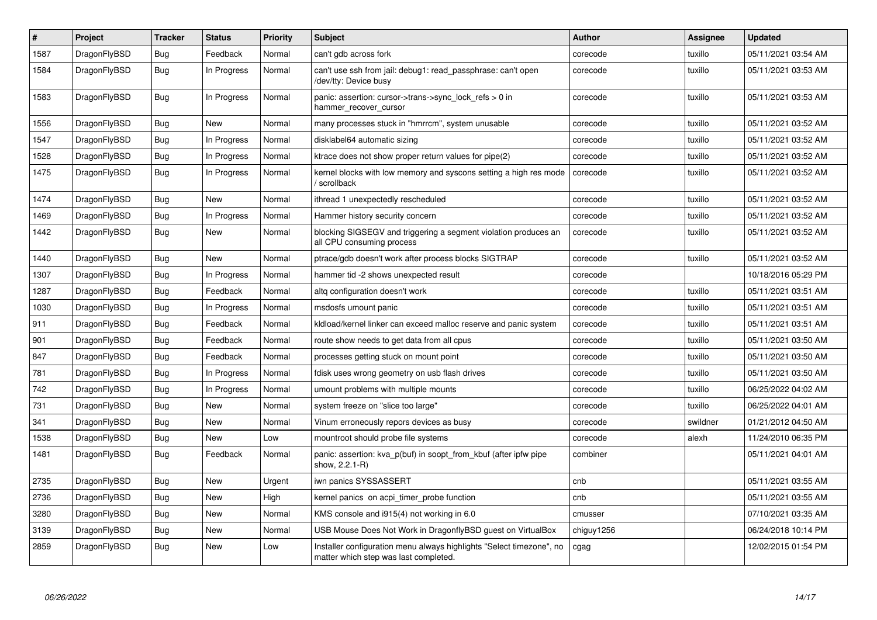| # | Project | Tracker | Status | Priority | Subject | Author | Assignee | Updated |
|---|---|---|---|---|---|---|---|---|
| 1587 | DragonFlyBSD | Bug | Feedback | Normal | can't gdb across fork | corecode | tuxillo | 05/11/2021 03:54 AM |
| 1584 | DragonFlyBSD | Bug | In Progress | Normal | can't use ssh from jail: debug1: read_passphrase: can't open /dev/tty: Device busy | corecode | tuxillo | 05/11/2021 03:53 AM |
| 1583 | DragonFlyBSD | Bug | In Progress | Normal | panic: assertion: cursor->trans->sync_lock_refs > 0 in hammer_recover_cursor | corecode | tuxillo | 05/11/2021 03:53 AM |
| 1556 | DragonFlyBSD | Bug | New | Normal | many processes stuck in "hmrrcm", system unusable | corecode | tuxillo | 05/11/2021 03:52 AM |
| 1547 | DragonFlyBSD | Bug | In Progress | Normal | disklabel64 automatic sizing | corecode | tuxillo | 05/11/2021 03:52 AM |
| 1528 | DragonFlyBSD | Bug | In Progress | Normal | ktrace does not show proper return values for pipe(2) | corecode | tuxillo | 05/11/2021 03:52 AM |
| 1475 | DragonFlyBSD | Bug | In Progress | Normal | kernel blocks with low memory and syscons setting a high res mode / scrollback | corecode | tuxillo | 05/11/2021 03:52 AM |
| 1474 | DragonFlyBSD | Bug | New | Normal | ithread 1 unexpectedly rescheduled | corecode | tuxillo | 05/11/2021 03:52 AM |
| 1469 | DragonFlyBSD | Bug | In Progress | Normal | Hammer history security concern | corecode | tuxillo | 05/11/2021 03:52 AM |
| 1442 | DragonFlyBSD | Bug | New | Normal | blocking SIGSEGV and triggering a segment violation produces an all CPU consuming process | corecode | tuxillo | 05/11/2021 03:52 AM |
| 1440 | DragonFlyBSD | Bug | New | Normal | ptrace/gdb doesn't work after process blocks SIGTRAP | corecode | tuxillo | 05/11/2021 03:52 AM |
| 1307 | DragonFlyBSD | Bug | In Progress | Normal | hammer tid -2 shows unexpected result | corecode | | 10/18/2016 05:29 PM |
| 1287 | DragonFlyBSD | Bug | Feedback | Normal | altq configuration doesn't work | corecode | tuxillo | 05/11/2021 03:51 AM |
| 1030 | DragonFlyBSD | Bug | In Progress | Normal | msdosfs umount panic | corecode | tuxillo | 05/11/2021 03:51 AM |
| 911 | DragonFlyBSD | Bug | Feedback | Normal | kldload/kernel linker can exceed malloc reserve and panic system | corecode | tuxillo | 05/11/2021 03:51 AM |
| 901 | DragonFlyBSD | Bug | Feedback | Normal | route show needs to get data from all cpus | corecode | tuxillo | 05/11/2021 03:50 AM |
| 847 | DragonFlyBSD | Bug | Feedback | Normal | processes getting stuck on mount point | corecode | tuxillo | 05/11/2021 03:50 AM |
| 781 | DragonFlyBSD | Bug | In Progress | Normal | fdisk uses wrong geometry on usb flash drives | corecode | tuxillo | 05/11/2021 03:50 AM |
| 742 | DragonFlyBSD | Bug | In Progress | Normal | umount problems with multiple mounts | corecode | tuxillo | 06/25/2022 04:02 AM |
| 731 | DragonFlyBSD | Bug | New | Normal | system freeze on "slice too large" | corecode | tuxillo | 06/25/2022 04:01 AM |
| 341 | DragonFlyBSD | Bug | New | Normal | Vinum erroneously repors devices as busy | corecode | swildner | 01/21/2012 04:50 AM |
| 1538 | DragonFlyBSD | Bug | New | Low | mountroot should probe file systems | corecode | alexh | 11/24/2010 06:35 PM |
| 1481 | DragonFlyBSD | Bug | Feedback | Normal | panic: assertion: kva_p(buf) in soopt_from_kbuf (after ipfw pipe show, 2.2.1-R) | combiner | | 05/11/2021 04:01 AM |
| 2735 | DragonFlyBSD | Bug | New | Urgent | iwn panics SYSSASSERT | cnb | | 05/11/2021 03:55 AM |
| 2736 | DragonFlyBSD | Bug | New | High | kernel panics on acpi_timer_probe function | cnb | | 05/11/2021 03:55 AM |
| 3280 | DragonFlyBSD | Bug | New | Normal | KMS console and i915(4) not working in 6.0 | cmusser | | 07/10/2021 03:35 AM |
| 3139 | DragonFlyBSD | Bug | New | Normal | USB Mouse Does Not Work in DragonflyBSD guest on VirtualBox | chiguy1256 | | 06/24/2018 10:14 PM |
| 2859 | DragonFlyBSD | Bug | New | Low | Installer configuration menu always highlights "Select timezone", no matter which step was last completed. | cgag | | 12/02/2015 01:54 PM |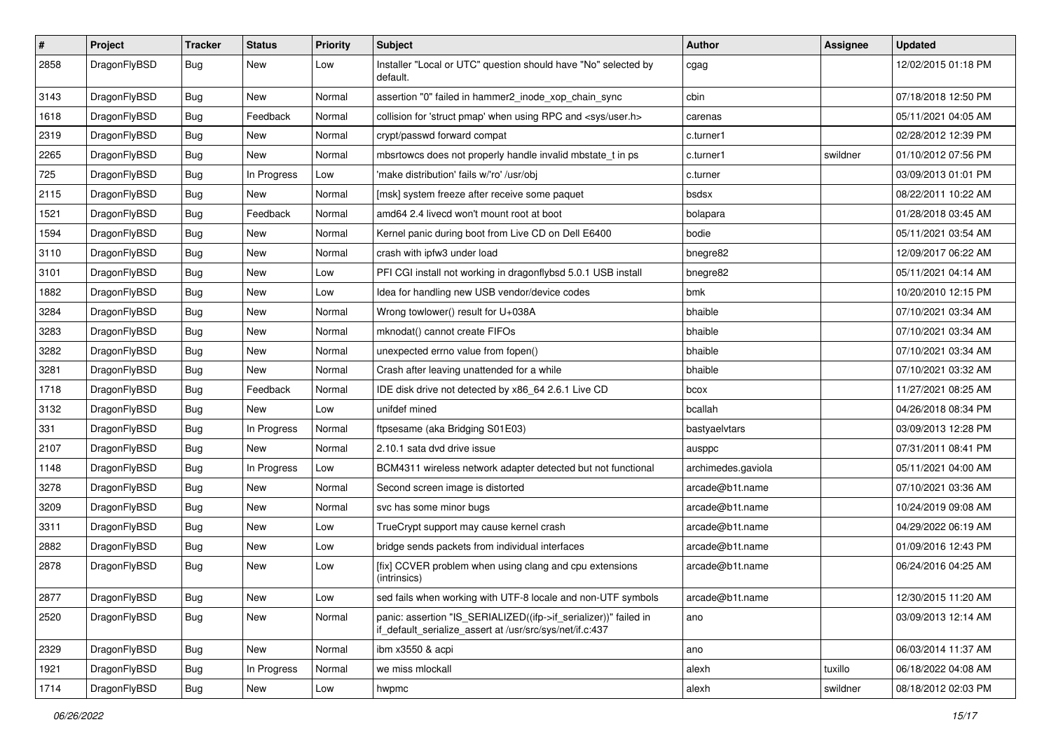| # | Project | Tracker | Status | Priority | Subject | Author | Assignee | Updated |
|---|---|---|---|---|---|---|---|---|
| 2858 | DragonFlyBSD | Bug | New | Low | Installer "Local or UTC" question should have "No" selected by default. | cgag | | 12/02/2015 01:18 PM |
| 3143 | DragonFlyBSD | Bug | New | Normal | assertion "0" failed in hammer2_inode_xop_chain_sync | cbin | | 07/18/2018 12:50 PM |
| 1618 | DragonFlyBSD | Bug | Feedback | Normal | collision for 'struct pmap' when using RPC and <sys/user.h> | carenas | | 05/11/2021 04:05 AM |
| 2319 | DragonFlyBSD | Bug | New | Normal | crypt/passwd forward compat | c.turner1 | | 02/28/2012 12:39 PM |
| 2265 | DragonFlyBSD | Bug | New | Normal | mbsrtowcs does not properly handle invalid mbstate_t in ps | c.turner1 | swildner | 01/10/2012 07:56 PM |
| 725 | DragonFlyBSD | Bug | In Progress | Low | 'make distribution' fails w/'ro' /usr/obj | c.turner | | 03/09/2013 01:01 PM |
| 2115 | DragonFlyBSD | Bug | New | Normal | [msk] system freeze after receive some paquet | bsdsx | | 08/22/2011 10:22 AM |
| 1521 | DragonFlyBSD | Bug | Feedback | Normal | amd64 2.4 livecd won't mount root at boot | bolapara | | 01/28/2018 03:45 AM |
| 1594 | DragonFlyBSD | Bug | New | Normal | Kernel panic during boot from Live CD on Dell E6400 | bodie | | 05/11/2021 03:54 AM |
| 3110 | DragonFlyBSD | Bug | New | Normal | crash with ipfw3 under load | bnegre82 | | 12/09/2017 06:22 AM |
| 3101 | DragonFlyBSD | Bug | New | Low | PFI CGI install not working in dragonflybsd 5.0.1 USB install | bnegre82 | | 05/11/2021 04:14 AM |
| 1882 | DragonFlyBSD | Bug | New | Low | Idea for handling new USB vendor/device codes | bmk | | 10/20/2010 12:15 PM |
| 3284 | DragonFlyBSD | Bug | New | Normal | Wrong towlower() result for U+038A | bhaible | | 07/10/2021 03:34 AM |
| 3283 | DragonFlyBSD | Bug | New | Normal | mknodat() cannot create FIFOs | bhaible | | 07/10/2021 03:34 AM |
| 3282 | DragonFlyBSD | Bug | New | Normal | unexpected errno value from fopen() | bhaible | | 07/10/2021 03:34 AM |
| 3281 | DragonFlyBSD | Bug | New | Normal | Crash after leaving unattended for a while | bhaible | | 07/10/2021 03:32 AM |
| 1718 | DragonFlyBSD | Bug | Feedback | Normal | IDE disk drive not detected by x86_64 2.6.1 Live CD | bcox | | 11/27/2021 08:25 AM |
| 3132 | DragonFlyBSD | Bug | New | Low | unifdef mined | bcallah | | 04/26/2018 08:34 PM |
| 331 | DragonFlyBSD | Bug | In Progress | Normal | ftpsesame (aka Bridging S01E03) | bastyaelvtars | | 03/09/2013 12:28 PM |
| 2107 | DragonFlyBSD | Bug | New | Normal | 2.10.1 sata dvd drive issue | ausppc | | 07/31/2011 08:41 PM |
| 1148 | DragonFlyBSD | Bug | In Progress | Low | BCM4311 wireless network adapter detected but not functional | archimedes.gaviola | | 05/11/2021 04:00 AM |
| 3278 | DragonFlyBSD | Bug | New | Normal | Second screen image is distorted | arcade@b1t.name | | 07/10/2021 03:36 AM |
| 3209 | DragonFlyBSD | Bug | New | Normal | svc has some minor bugs | arcade@b1t.name | | 10/24/2019 09:08 AM |
| 3311 | DragonFlyBSD | Bug | New | Low | TrueCrypt support may cause kernel crash | arcade@b1t.name | | 04/29/2022 06:19 AM |
| 2882 | DragonFlyBSD | Bug | New | Low | bridge sends packets from individual interfaces | arcade@b1t.name | | 01/09/2016 12:43 PM |
| 2878 | DragonFlyBSD | Bug | New | Low | [fix] CCVER problem when using clang and cpu extensions (intrinsics) | arcade@b1t.name | | 06/24/2016 04:25 AM |
| 2877 | DragonFlyBSD | Bug | New | Low | sed fails when working with UTF-8 locale and non-UTF symbols | arcade@b1t.name | | 12/30/2015 11:20 AM |
| 2520 | DragonFlyBSD | Bug | New | Normal | panic: assertion "IS_SERIALIZED((ifp->if_serializer))" failed in if_default_serialize_assert at /usr/src/sys/net/if.c:437 | ano | | 03/09/2013 12:14 AM |
| 2329 | DragonFlyBSD | Bug | New | Normal | ibm x3550 & acpi | ano | | 06/03/2014 11:37 AM |
| 1921 | DragonFlyBSD | Bug | In Progress | Normal | we miss mlockall | alexh | tuxillo | 06/18/2022 04:08 AM |
| 1714 | DragonFlyBSD | Bug | New | Low | hwpmc | alexh | swildner | 08/18/2012 02:03 PM |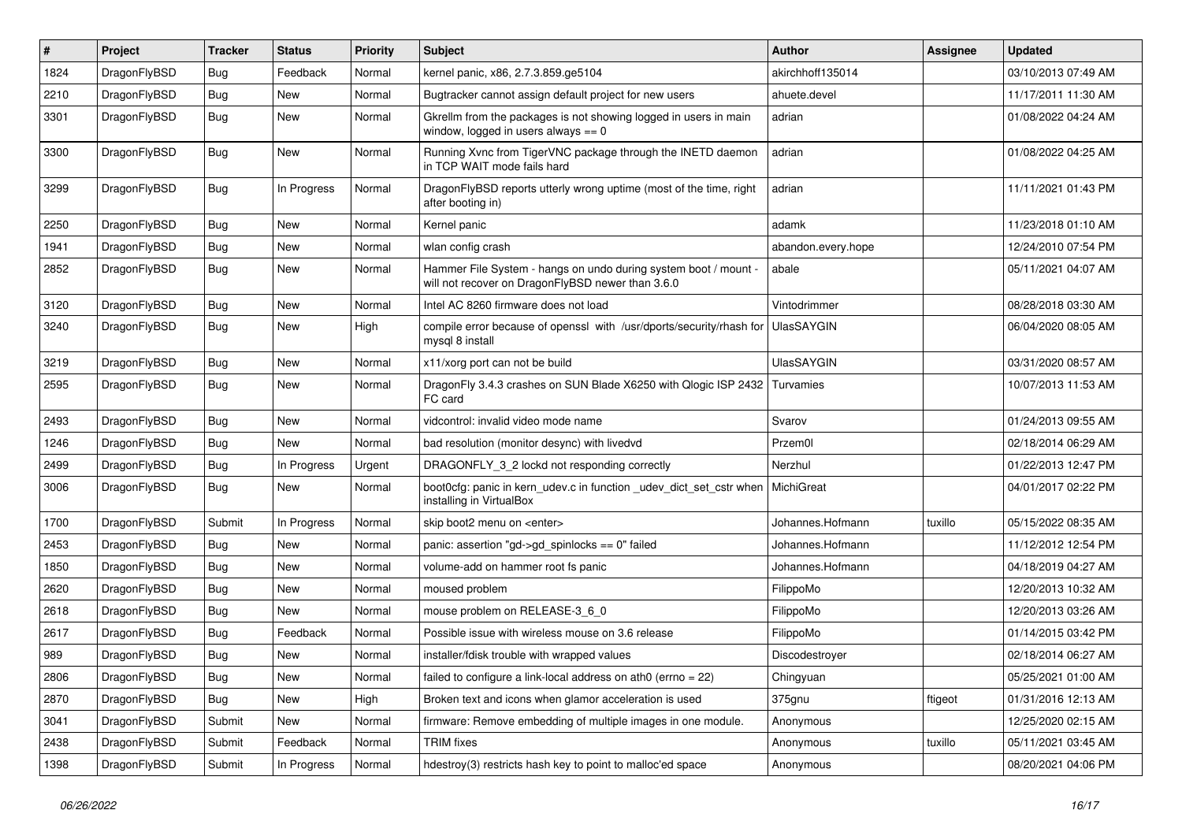| # | Project | Tracker | Status | Priority | Subject | Author | Assignee | Updated |
|---|---|---|---|---|---|---|---|---|
| 1824 | DragonFlyBSD | Bug | Feedback | Normal | kernel panic, x86, 2.7.3.859.ge5104 | akirchhoff135014 | | 03/10/2013 07:49 AM |
| 2210 | DragonFlyBSD | Bug | New | Normal | Bugtracker cannot assign default project for new users | ahuete.devel | | 11/17/2011 11:30 AM |
| 3301 | DragonFlyBSD | Bug | New | Normal | Gkrellm from the packages is not showing logged in users in main window, logged in users always == 0 | adrian | | 01/08/2022 04:24 AM |
| 3300 | DragonFlyBSD | Bug | New | Normal | Running Xvnc from TigerVNC package through the INETD daemon in TCP WAIT mode fails hard | adrian | | 01/08/2022 04:25 AM |
| 3299 | DragonFlyBSD | Bug | In Progress | Normal | DragonFlyBSD reports utterly wrong uptime (most of the time, right after booting in) | adrian | | 11/11/2021 01:43 PM |
| 2250 | DragonFlyBSD | Bug | New | Normal | Kernel panic | adamk | | 11/23/2018 01:10 AM |
| 1941 | DragonFlyBSD | Bug | New | Normal | wlan config crash | abandon.every.hope | | 12/24/2010 07:54 PM |
| 2852 | DragonFlyBSD | Bug | New | Normal | Hammer File System - hangs on undo during system boot / mount - will not recover on DragonFlyBSD newer than 3.6.0 | abale | | 05/11/2021 04:07 AM |
| 3120 | DragonFlyBSD | Bug | New | Normal | Intel AC 8260 firmware does not load | Vintodrimmer | | 08/28/2018 03:30 AM |
| 3240 | DragonFlyBSD | Bug | New | High | compile error because of openssl with /usr/dports/security/rhash for mysql 8 install | UlasSAYGIN | | 06/04/2020 08:05 AM |
| 3219 | DragonFlyBSD | Bug | New | Normal | x11/xorg port can not be build | UlasSAYGIN | | 03/31/2020 08:57 AM |
| 2595 | DragonFlyBSD | Bug | New | Normal | DragonFly 3.4.3 crashes on SUN Blade X6250 with Qlogic ISP 2432 FC card | Turvamies | | 10/07/2013 11:53 AM |
| 2493 | DragonFlyBSD | Bug | New | Normal | vidcontrol: invalid video mode name | Svarov | | 01/24/2013 09:55 AM |
| 1246 | DragonFlyBSD | Bug | New | Normal | bad resolution (monitor desync) with livedvd | Przem0l | | 02/18/2014 06:29 AM |
| 2499 | DragonFlyBSD | Bug | In Progress | Urgent | DRAGONFLY_3_2 lockd not responding correctly | Nerzhul | | 01/22/2013 12:47 PM |
| 3006 | DragonFlyBSD | Bug | New | Normal | boot0cfg: panic in kern_udev.c in function _udev_dict_set_cstr when installing in VirtualBox | MichiGreat | | 04/01/2017 02:22 PM |
| 1700 | DragonFlyBSD | Submit | In Progress | Normal | skip boot2 menu on <enter> | Johannes.Hofmann | tuxillo | 05/15/2022 08:35 AM |
| 2453 | DragonFlyBSD | Bug | New | Normal | panic: assertion "gd->gd_spinlocks == 0" failed | Johannes.Hofmann | | 11/12/2012 12:54 PM |
| 1850 | DragonFlyBSD | Bug | New | Normal | volume-add on hammer root fs panic | Johannes.Hofmann | | 04/18/2019 04:27 AM |
| 2620 | DragonFlyBSD | Bug | New | Normal | moused problem | FilippoMo | | 12/20/2013 10:32 AM |
| 2618 | DragonFlyBSD | Bug | New | Normal | mouse problem on RELEASE-3_6_0 | FilippoMo | | 12/20/2013 03:26 AM |
| 2617 | DragonFlyBSD | Bug | Feedback | Normal | Possible issue with wireless mouse on 3.6 release | FilippoMo | | 01/14/2015 03:42 PM |
| 989 | DragonFlyBSD | Bug | New | Normal | installer/fdisk trouble with wrapped values | Discodestroyer | | 02/18/2014 06:27 AM |
| 2806 | DragonFlyBSD | Bug | New | Normal | failed to configure a link-local address on ath0 (errno = 22) | Chingyuan | | 05/25/2021 01:00 AM |
| 2870 | DragonFlyBSD | Bug | New | High | Broken text and icons when glamor acceleration is used | 375gnu | ftigeot | 01/31/2016 12:13 AM |
| 3041 | DragonFlyBSD | Submit | New | Normal | firmware: Remove embedding of multiple images in one module. | Anonymous | | 12/25/2020 02:15 AM |
| 2438 | DragonFlyBSD | Submit | Feedback | Normal | TRIM fixes | Anonymous | tuxillo | 05/11/2021 03:45 AM |
| 1398 | DragonFlyBSD | Submit | In Progress | Normal | hdestroy(3) restricts hash key to point to malloc'ed space | Anonymous | | 08/20/2021 04:06 PM |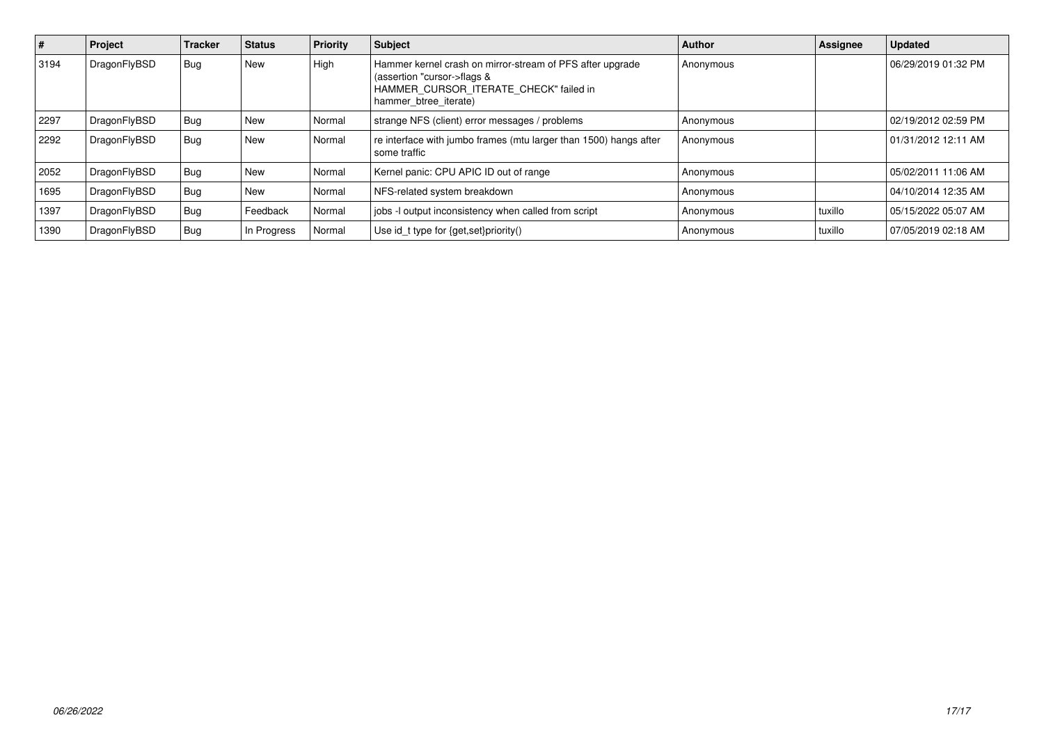| # | Project | Tracker | Status | Priority | Subject | Author | Assignee | Updated |
|---|---|---|---|---|---|---|---|---|
| 3194 | DragonFlyBSD | Bug | New | High | Hammer kernel crash on mirror-stream of PFS after upgrade (assertion "cursor->flags & HAMMER_CURSOR_ITERATE_CHECK" failed in hammer_btree_iterate) | Anonymous | | 06/29/2019 01:32 PM |
| 2297 | DragonFlyBSD | Bug | New | Normal | strange NFS (client) error messages / problems | Anonymous | | 02/19/2012 02:59 PM |
| 2292 | DragonFlyBSD | Bug | New | Normal | re interface with jumbo frames (mtu larger than 1500) hangs after some traffic | Anonymous | | 01/31/2012 12:11 AM |
| 2052 | DragonFlyBSD | Bug | New | Normal | Kernel panic: CPU APIC ID out of range | Anonymous | | 05/02/2011 11:06 AM |
| 1695 | DragonFlyBSD | Bug | New | Normal | NFS-related system breakdown | Anonymous | | 04/10/2014 12:35 AM |
| 1397 | DragonFlyBSD | Bug | Feedback | Normal | jobs -l output inconsistency when called from script | Anonymous | tuxillo | 05/15/2022 05:07 AM |
| 1390 | DragonFlyBSD | Bug | In Progress | Normal | Use id_t type for {get,set}priority() | Anonymous | tuxillo | 07/05/2019 02:18 AM |